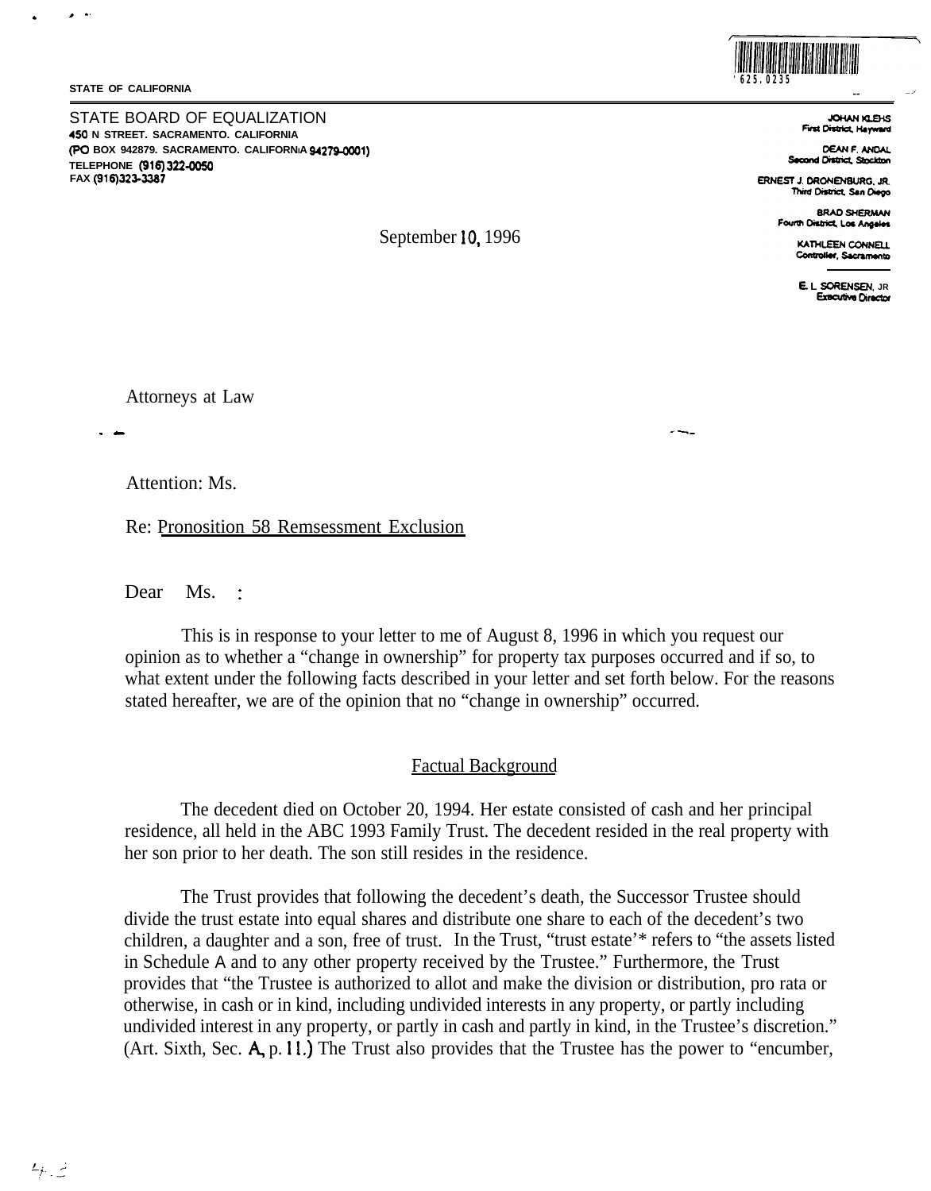STATE OF CALIFORNIA

625.0235

STATE BOARD OF EQUALIZATION
450 N STREET. SACRAMENTO. CALIFORNIA
(PO BOX 942879. SACRAMENTO. CALIFORNIA 94279-0001)
TELEPHONE (916) 322-0050
FAX (916)323-3387

JOHAN KLEHS
First District, Hayward

DEAN F. ANDAL
Second District, Stockton

ERNEST J. DRONENBURG, JR.
Third District, San Diego

BRAD SHERMAN
Fourth District, Los Angeles

KATHLEEN CONNELL
Controller, Sacramento

E. L. SORENSEN, JR
Executive Director

September 10, 1996

Attorneys at Law

Attention: Ms.

Re: Pronosition 58 Remsessment Exclusion

Dear Ms. :

This is in response to your letter to me of August 8, 1996 in which you request our opinion as to whether a "change in ownership" for property tax purposes occurred and if so, to what extent under the following facts described in your letter and set forth below. For the reasons stated hereafter, we are of the opinion that no "change in ownership" occurred.

## Factual Background

The decedent died on October 20, 1994. Her estate consisted of cash and her principal residence, all held in the ABC 1993 Family Trust. The decedent resided in the real property with her son prior to her death. The son still resides in the residence.

The Trust provides that following the decedent's death, the Successor Trustee should divide the trust estate into equal shares and distribute one share to each of the decedent's two children, a daughter and a son, free of trust. In the Trust, "trust estate'* refers to "the assets listed in Schedule A and to any other property received by the Trustee." Furthermore, the Trust provides that "the Trustee is authorized to allot and make the division or distribution, pro rata or otherwise, in cash or in kind, including undivided interests in any property, or partly including undivided interest in any property, or partly in cash and partly in kind, in the Trustee's discretion." (Art. Sixth, Sec. A, p. 11.) The Trust also provides that the Trustee has the power to "encumber,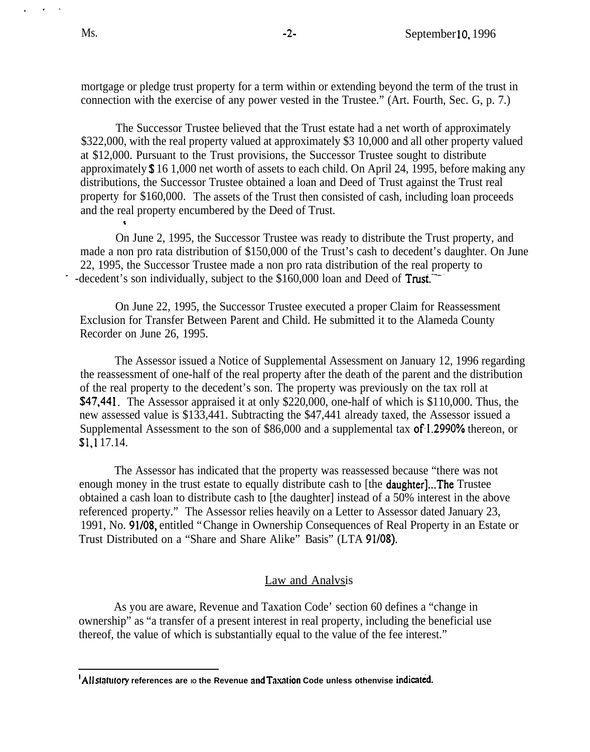mortgage or pledge trust property for a term within or extending beyond the term of the trust in connection with the exercise of any power vested in the Trustee." (Art. Fourth, Sec. G, p. 7.)

The Successor Trustee believed that the Trust estate had a net worth of approximately $322,000, with the real property valued at approximately $310,000 and all other property valued at $12,000. Pursuant to the Trust provisions, the Successor Trustee sought to distribute approximately $161,000 net worth of assets to each child. On April 24, 1995, before making any distributions, the Successor Trustee obtained a loan and Deed of Trust against the Trust real property for $160,000. The assets of the Trust then consisted of cash, including loan proceeds and the real property encumbered by the Deed of Trust.

On June 2, 1995, the Successor Trustee was ready to distribute the Trust property, and made a non pro rata distribution of $150,000 of the Trust's cash to decedent's daughter. On June 22, 1995, the Successor Trustee made a non pro rata distribution of the real property to decedent's son individually, subject to the $160,000 loan and Deed of Trust.

On June 22, 1995, the Successor Trustee executed a proper Claim for Reassessment Exclusion for Transfer Between Parent and Child. He submitted it to the Alameda County Recorder on June 26, 1995.

The Assessor issued a Notice of Supplemental Assessment on January 12, 1996 regarding the reassessment of one-half of the real property after the death of the parent and the distribution of the real property to the decedent's son. The property was previously on the tax roll at $47,441. The Assessor appraised it at only $220,000, one-half of which is $110,000. Thus, the new assessed value is $133,441. Subtracting the $47,441 already taxed, the Assessor issued a Supplemental Assessment to the son of $86,000 and a supplemental tax of 1.2990% thereon, or $1,117.14.

The Assessor has indicated that the property was reassessed because "there was not enough money in the trust estate to equally distribute cash to [the daughter]...The Trustee obtained a cash loan to distribute cash to [the daughter] instead of a 50% interest in the above referenced property." The Assessor relies heavily on a Letter to Assessor dated January 23, 1991, No. 91/08, entitled "Change in Ownership Consequences of Real Property in an Estate or Trust Distributed on a "Share and Share Alike" Basis" (LTA 91/08).

## Law and Analysis

As you are aware, Revenue and Taxation Code[1] section 60 defines a "change in ownership" as "a transfer of a present interest in real property, including the beneficial use thereof, the value of which is substantially equal to the value of the fee interest."

---

[1] All statutory references are to the Revenue and Taxation Code unless otherwise indicated.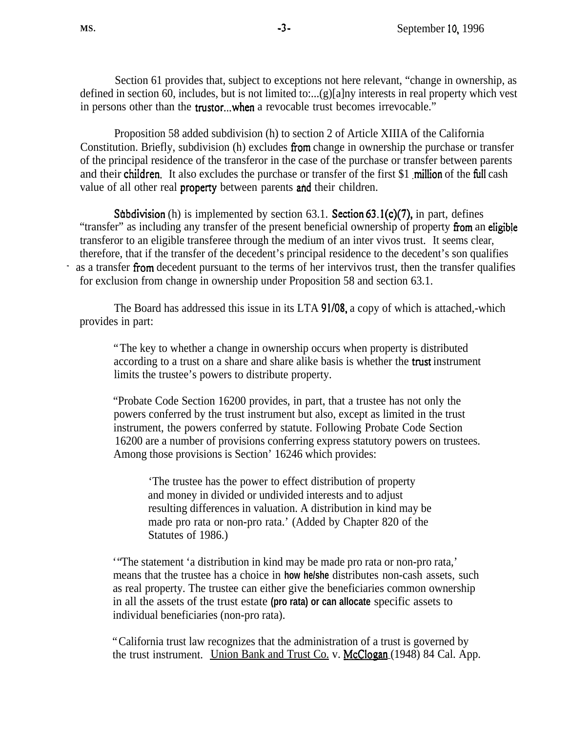Section 61 provides that, subject to exceptions not here relevant, "change in ownership, as defined in section 60, includes, but is not limited to:...(g)[a]ny interests in real property which vest in persons other than the trustor...when a revocable trust becomes irrevocable."

Proposition 58 added subdivision (h) to section 2 of Article XIIIA of the California Constitution. Briefly, subdivision (h) excludes from change in ownership the purchase or transfer of the principal residence of the transferor in the case of the purchase or transfer between parents and their children. It also excludes the purchase or transfer of the first $1 million of the full cash value of all other real property between parents and their children.

Subdivision (h) is implemented by section 63.1. Section 63.1(c)(7), in part, defines "transfer" as including any transfer of the present beneficial ownership of property from an eligible transferor to an eligible transferee through the medium of an inter vivos trust. It seems clear, therefore, that if the transfer of the decedent's principal residence to the decedent's son qualifies as a transfer from decedent pursuant to the terms of her intervivos trust, then the transfer qualifies for exclusion from change in ownership under Proposition 58 and section 63.1.

The Board has addressed this issue in its LTA 91/08, a copy of which is attached,-which provides in part:

> "The key to whether a change in ownership occurs when property is distributed according to a trust on a share and share alike basis is whether the trust instrument limits the trustee's powers to distribute property.
>
> "Probate Code Section 16200 provides, in part, that a trustee has not only the powers conferred by the trust instrument but also, except as limited in the trust instrument, the powers conferred by statute. Following Probate Code Section 16200 are a number of provisions conferring express statutory powers on trustees. Among those provisions is Section' 16246 which provides:
>
> > 'The trustee has the power to effect distribution of property and money in divided or undivided interests and to adjust resulting differences in valuation. A distribution in kind may be made pro rata or non-pro rata.' (Added by Chapter 820 of the Statutes of 1986.)
>
> '"The statement 'a distribution in kind may be made pro rata or non-pro rata,' means that the trustee has a choice in how he/she distributes non-cash assets, such as real property. The trustee can either give the beneficiaries common ownership in all the assets of the trust estate (pro rata) or can allocate specific assets to individual beneficiaries (non-pro rata).
>
> "California trust law recognizes that the administration of a trust is governed by the trust instrument. Union Bank and Trust Co. v. McClogan (1948) 84 Cal. App.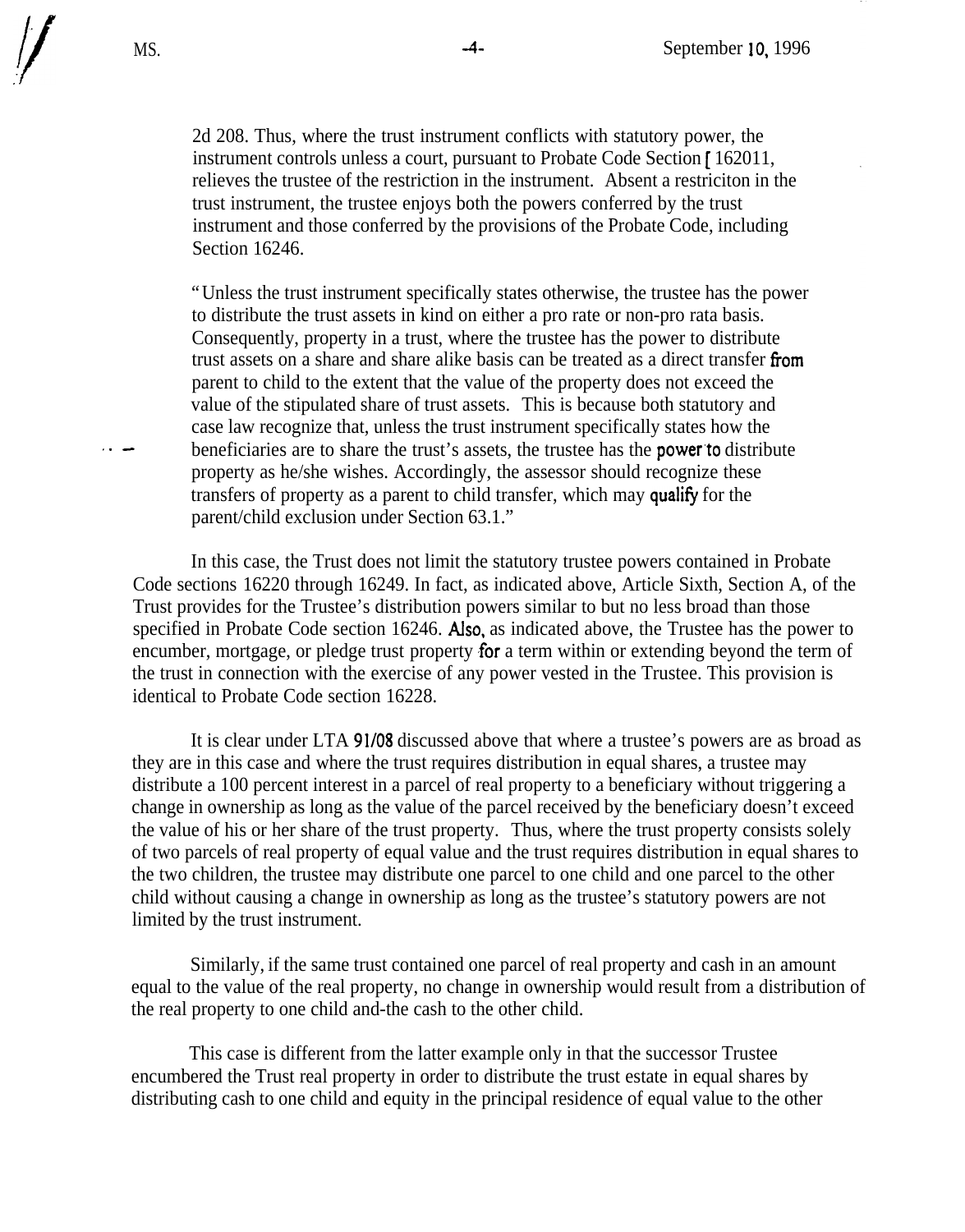2d 208. Thus, where the trust instrument conflicts with statutory power, the instrument controls unless a court, pursuant to Probate Code Section [ 162011, relieves the trustee of the restriction in the instrument. Absent a restriciton in the trust instrument, the trustee enjoys both the powers conferred by the trust instrument and those conferred by the provisions of the Probate Code, including Section 16246.

> "Unless the trust instrument specifically states otherwise, the trustee has the power to distribute the trust assets in kind on either a pro rate or non-pro rata basis. Consequently, property in a trust, where the trustee has the power to distribute trust assets on a share and share alike basis can be treated as a direct transfer from parent to child to the extent that the value of the property does not exceed the value of the stipulated share of trust assets. This is because both statutory and case law recognize that, unless the trust instrument specifically states how the beneficiaries are to share the trust's assets, the trustee has the power to distribute property as he/she wishes. Accordingly, the assessor should recognize these transfers of property as a parent to child transfer, which may qualify for the parent/child exclusion under Section 63.1."

In this case, the Trust does not limit the statutory trustee powers contained in Probate Code sections 16220 through 16249. In fact, as indicated above, Article Sixth, Section A, of the Trust provides for the Trustee's distribution powers similar to but no less broad than those specified in Probate Code section 16246. Also, as indicated above, the Trustee has the power to encumber, mortgage, or pledge trust property for a term within or extending beyond the term of the trust in connection with the exercise of any power vested in the Trustee. This provision is identical to Probate Code section 16228.

It is clear under LTA 91/08 discussed above that where a trustee's powers are as broad as they are in this case and where the trust requires distribution in equal shares, a trustee may distribute a 100 percent interest in a parcel of real property to a beneficiary without triggering a change in ownership as long as the value of the parcel received by the beneficiary doesn't exceed the value of his or her share of the trust property. Thus, where the trust property consists solely of two parcels of real property of equal value and the trust requires distribution in equal shares to the two children, the trustee may distribute one parcel to one child and one parcel to the other child without causing a change in ownership as long as the trustee's statutory powers are not limited by the trust instrument.

Similarly, if the same trust contained one parcel of real property and cash in an amount equal to the value of the real property, no change in ownership would result from a distribution of the real property to one child and-the cash to the other child.

This case is different from the latter example only in that the successor Trustee encumbered the Trust real property in order to distribute the trust estate in equal shares by distributing cash to one child and equity in the principal residence of equal value to the other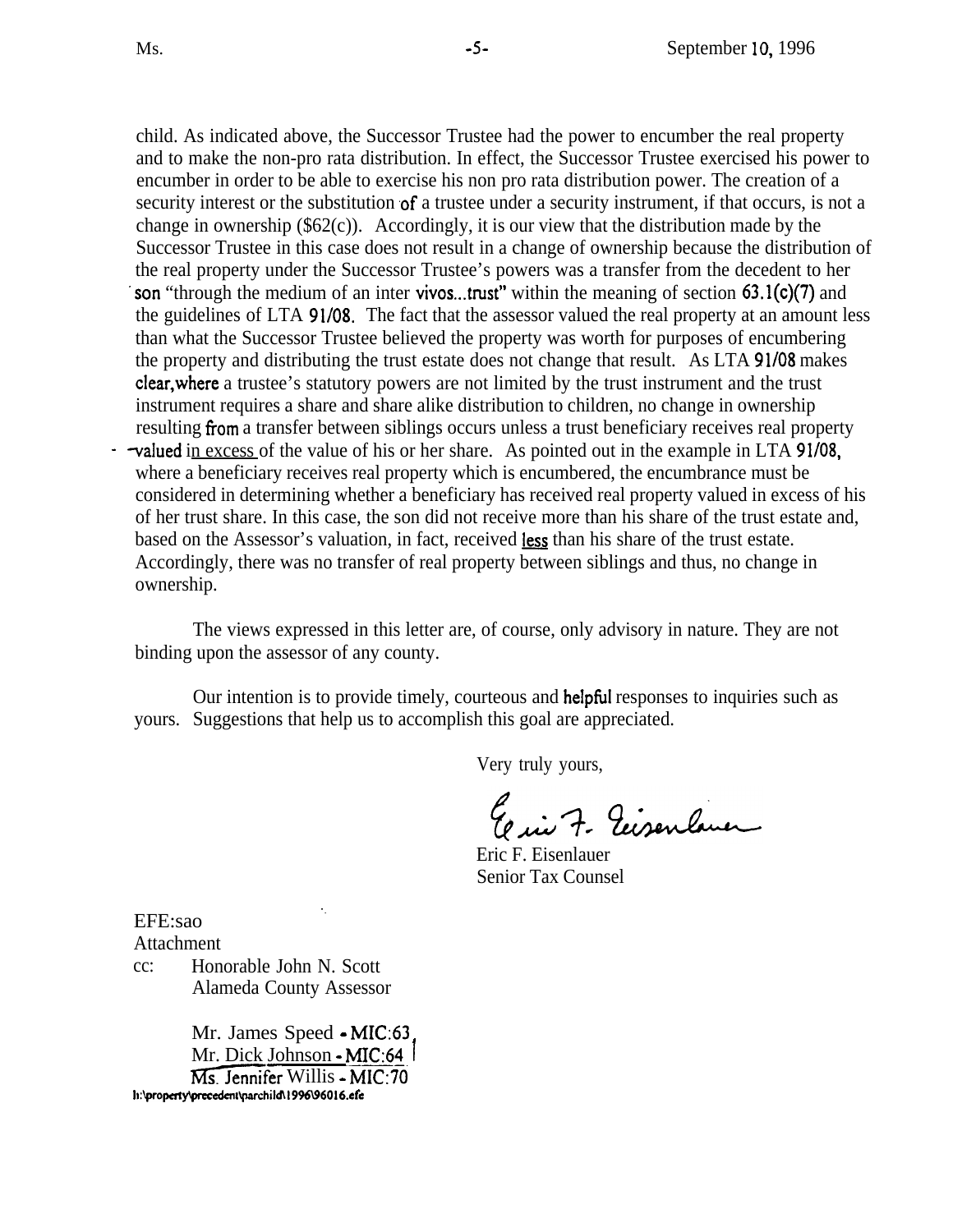child. As indicated above, the Successor Trustee had the power to encumber the real property and to make the non-pro rata distribution. In effect, the Successor Trustee exercised his power to encumber in order to be able to exercise his non pro rata distribution power. The creation of a security interest or the substitution of a trustee under a security instrument, if that occurs, is not a change in ownership ($62(c)). Accordingly, it is our view that the distribution made by the Successor Trustee in this case does not result in a change of ownership because the distribution of the real property under the Successor Trustee's powers was a transfer from the decedent to her son "through the medium of an inter vivos...trust" within the meaning of section 63.1(c)(7) and the guidelines of LTA 91/08. The fact that the assessor valued the real property at an amount less than what the Successor Trustee believed the property was worth for purposes of encumbering the property and distributing the trust estate does not change that result. As LTA 91/08 makes clear, where a trustee's statutory powers are not limited by the trust instrument and the trust instrument requires a share and share alike distribution to children, no change in ownership resulting from a transfer between siblings occurs unless a trust beneficiary receives real property valued in excess of the value of his or her share. As pointed out in the example in LTA 91/08, where a beneficiary receives real property which is encumbered, the encumbrance must be considered in determining whether a beneficiary has received real property valued in excess of his of her trust share. In this case, the son did not receive more than his share of the trust estate and, based on the Assessor's valuation, in fact, received less than his share of the trust estate. Accordingly, there was no transfer of real property between siblings and thus, no change in ownership.

The views expressed in this letter are, of course, only advisory in nature. They are not binding upon the assessor of any county.

Our intention is to provide timely, courteous and helpful responses to inquiries such as yours. Suggestions that help us to accomplish this goal are appreciated.

Very truly yours,

Eric F. Eisenlauer

Eric F. Eisenlauer
Senior Tax Counsel

EFE:sao
Attachment
cc: Honorable John N. Scott
Alameda County Assessor

Mr. James Speed - MIC:63
Mr. Dick Johnson - MIC:64
Ms. Jennifer Willis - MIC:70

h:\property\precedent\parchild\1996\96016.efe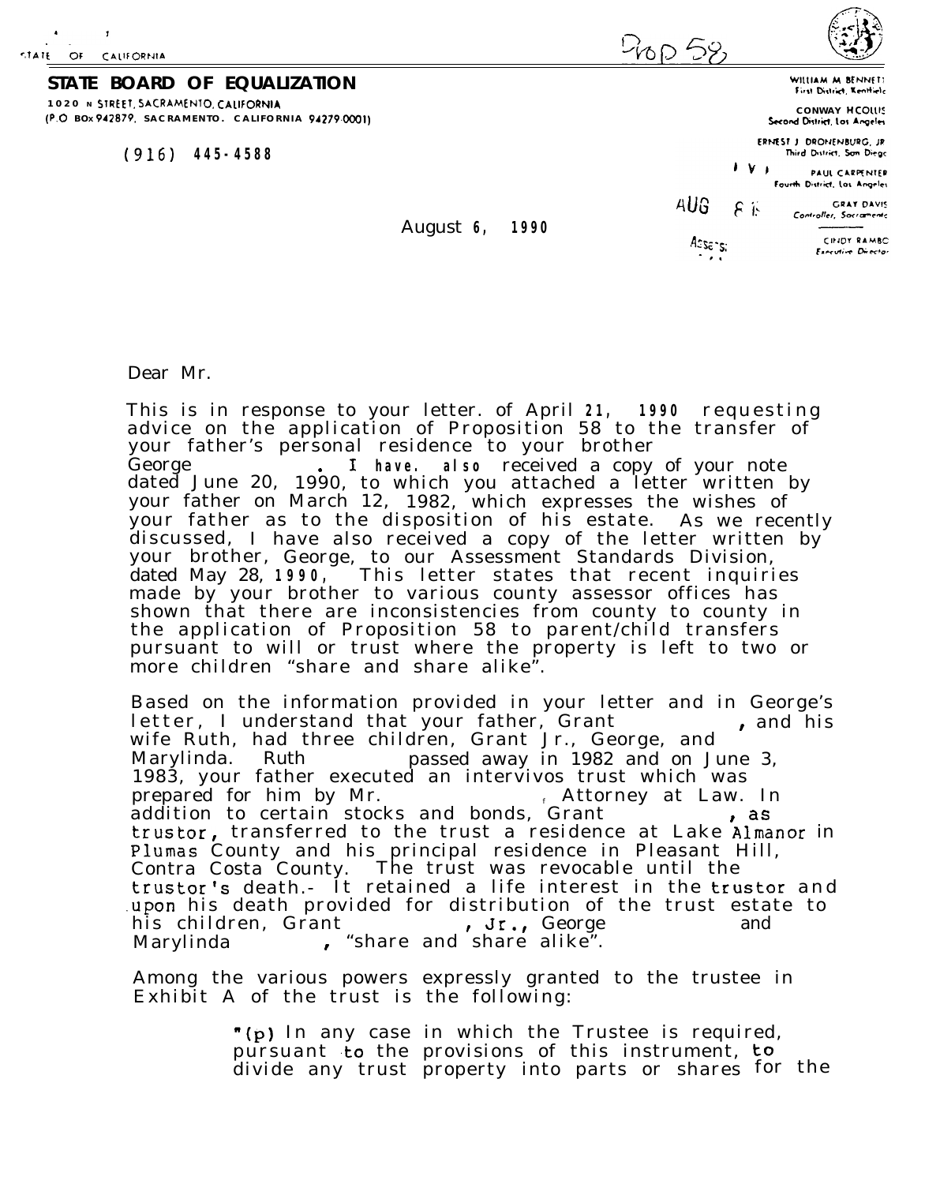STATE OF CALIFORNIA

Prop 58

**STATE BOARD OF EQUALIZATION**

1020 N STREET, SACRAMENTO, CALIFORNIA
(P.O BOX 942879, SACRAMENTO, CALIFORNIA 94279-0001)

(916) 445-4588

WILLIAM M BENNETT
First District, Kentfield

CONWAY H COLLIS
Second District, Los Angeles

ERNEST J. DRONENBURG, JR
Third District, San Diego

PAUL CARPENTER
Fourth District, Los Angeles

GRAY DAVIS
Controller, Sacramento

CINDY RAMBO
Executive Director

August 6, 1990

AUG 8

Assess.

Dear Mr.

This is in response to your letter. of April 21, 1990 requesting advice on the application of Proposition 58 to the transfer of your father's personal residence to your brother George . I have. also received a copy of your note dated June 20, 1990, to which you attached a letter written by your father on March 12, 1982, which expresses the wishes of your father as to the disposition of his estate. As we recently discussed, I have also received a copy of the letter written by your brother, George, to our Assessment Standards Division, dated May 28, 1990, This letter states that recent inquiries made by your brother to various county assessor offices has shown that there are inconsistencies from county to county in the application of Proposition 58 to parent/child transfers pursuant to will or trust where the property is left to two or more children "share and share alike".

Based on the information provided in your letter and in George's letter, I understand that your father, Grant , and his wife Ruth, had three children, Grant Jr., George, and Marylinda. Ruth passed away in 1982 and on June 3, 1983, your father executed an intervivos trust which was prepared for him by Mr. , Attorney at Law. In addition to certain stocks and bonds, Grant , as trustor, transferred to the trust a residence at Lake Almanor in Plumas County and his principal residence in Pleasant Hill, Contra Costa County. The trust was revocable until the trustor's death.- It retained a life interest in the trustor and upon his death provided for distribution of the trust estate to his children, Grant , Jr., George and Marylinda , "share and share alike".

Among the various powers expressly granted to the trustee in Exhibit A of the trust is the following:

> "(p) In any case in which the Trustee is required, pursuant to the provisions of this instrument, to divide any trust property into parts or shares for the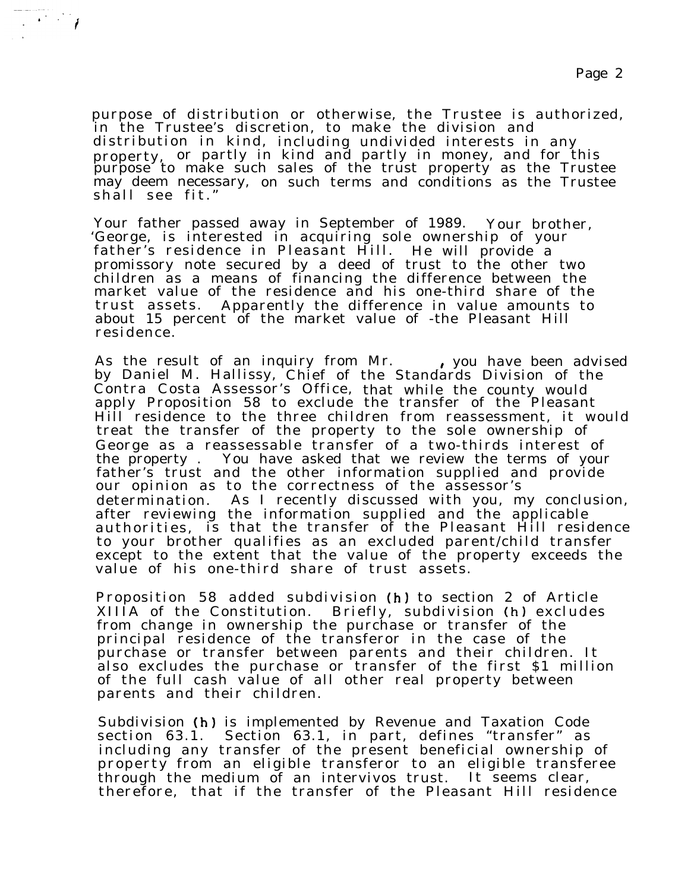purpose of distribution or otherwise, the Trustee is authorized, in the Trustee's discretion, to make the division and distribution in kind, including undivided interests in any property, or partly in kind and partly in money, and for this purpose to make such sales of the trust property as the Trustee may deem necessary, on such terms and conditions as the Trustee shall see fit."

Your father passed away in September of 1989. Your brother, 'George, is interested in acquiring sole ownership of your father's residence in Pleasant Hill. He will provide a promissory note secured by a deed of trust to the other two children as a means of financing the difference between the market value of the residence and his one-third share of the trust assets. Apparently the difference in value amounts to about 15 percent of the market value of -the Pleasant Hill residence.

As the result of an inquiry from Mr. , you have been advised by Daniel M. Hallissy, Chief of the Standards Division of the Contra Costa Assessor's Office, that while the county would apply Proposition 58 to exclude the transfer of the Pleasant Hill residence to the three children from reassessment, it would treat the transfer of the property to the sole ownership of George as a reassessable transfer of a two-thirds interest of the property . You have asked that we review the terms of your father's trust and the other information supplied and provide our opinion as to the correctness of the assessor's determination. As I recently discussed with you, my conclusion, after reviewing the information supplied and the applicable authorities, is that the transfer of the Pleasant Hill residence to your brother qualifies as an excluded parent/child transfer except to the extent that the value of the property exceeds the value of his one-third share of trust assets.

Proposition 58 added subdivision (h) to section 2 of Article XIIIA of the Constitution. Briefly, subdivision (h) excludes from change in ownership the purchase or transfer of the principal residence of the transferor in the case of the purchase or transfer between parents and their children. It also excludes the purchase or transfer of the first $1 million of the full cash value of all other real property between parents and their children.

Subdivision (h) is implemented by Revenue and Taxation Code section 63.1. Section 63.1, in part, defines "transfer" as including any transfer of the present beneficial ownership of property from an eligible transferor to an eligible transferee through the medium of an intervivos trust. It seems clear, therefore, that if the transfer of the Pleasant Hill residence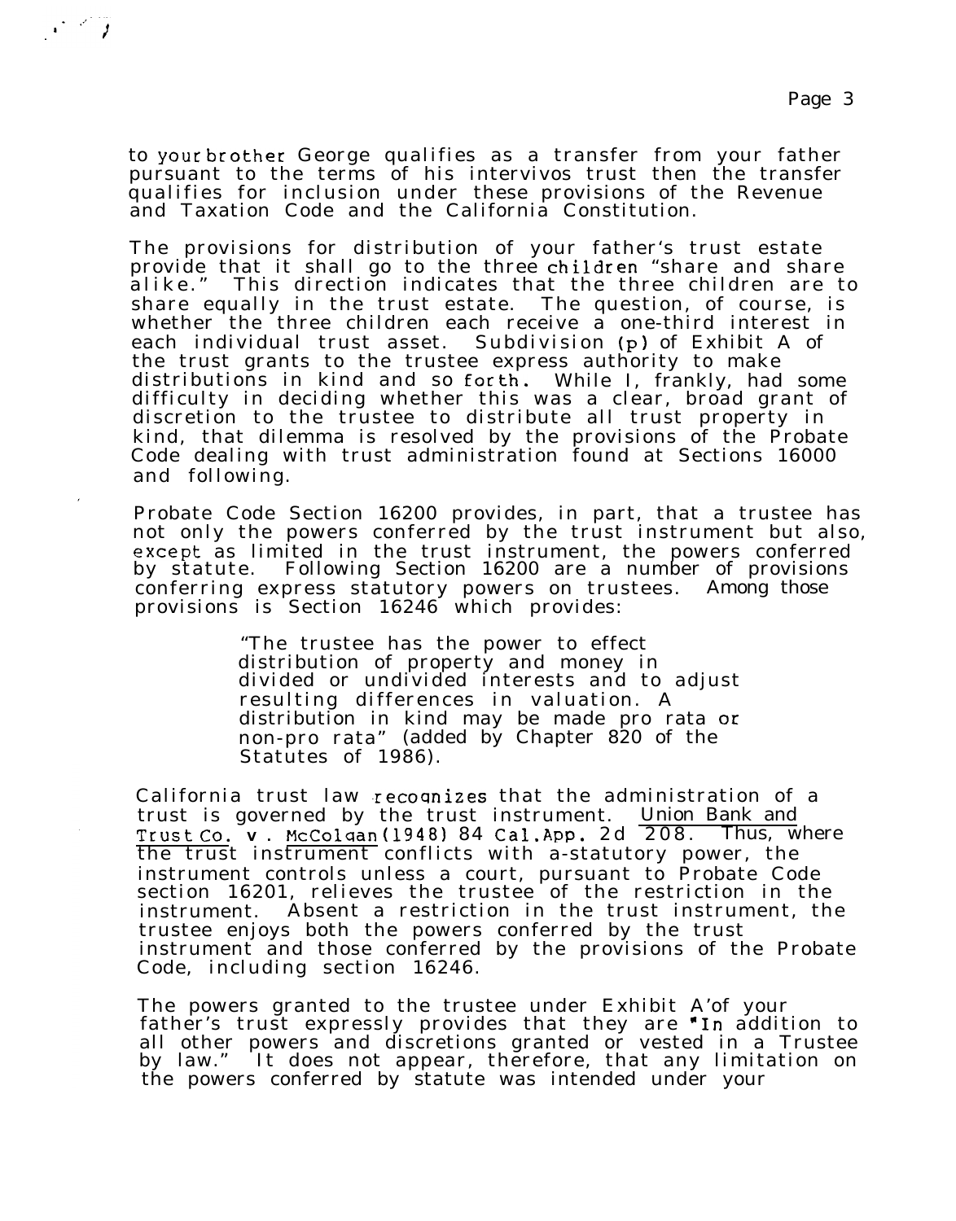to your brother George qualifies as a transfer from your father pursuant to the terms of his intervivos trust then the transfer qualifies for inclusion under these provisions of the Revenue and Taxation Code and the California Constitution.

The provisions for distribution of your father's trust estate provide that it shall go to the three children "share and share alike." This direction indicates that the three children are to share equally in the trust estate. The question, of course, is whether the three children each receive a one-third interest in each individual trust asset. Subdivision (p) of Exhibit A of the trust grants to the trustee express authority to make distributions in kind and so forth. While I, frankly, had some difficulty in deciding whether this was a clear, broad grant of discretion to the trustee to distribute all trust property in kind, that dilemma is resolved by the provisions of the Probate Code dealing with trust administration found at Sections 16000 and following.

Probate Code Section 16200 provides, in part, that a trustee has not only the powers conferred by the trust instrument but also, except as limited in the trust instrument, the powers conferred by statute. Following Section 16200 are a number of provisions conferring express statutory powers on trustees. Among those provisions is Section 16246 which provides:

> "The trustee has the power to effect distribution of property and money in divided or undivided interests and to adjust resulting differences in valuation. A distribution in kind may be made pro rata or non-pro rata" (added by Chapter 820 of the Statutes of 1986).

California trust law recognizes that the administration of a trust is governed by the trust instrument. Union Bank and Trust Co. v. McColgan (1948) 84 Cal.App. 2d 208. Thus, where the trust instrument conflicts with a-statutory power, the instrument controls unless a court, pursuant to Probate Code section 16201, relieves the trustee of the restriction in the instrument. Absent a restriction in the trust instrument, the trustee enjoys both the powers conferred by the trust instrument and those conferred by the provisions of the Probate Code, including section 16246.

The powers granted to the trustee under Exhibit A of your father's trust expressly provides that they are "In addition to all other powers and discretions granted or vested in a Trustee by law." It does not appear, therefore, that any limitation on the powers conferred by statute was intended under your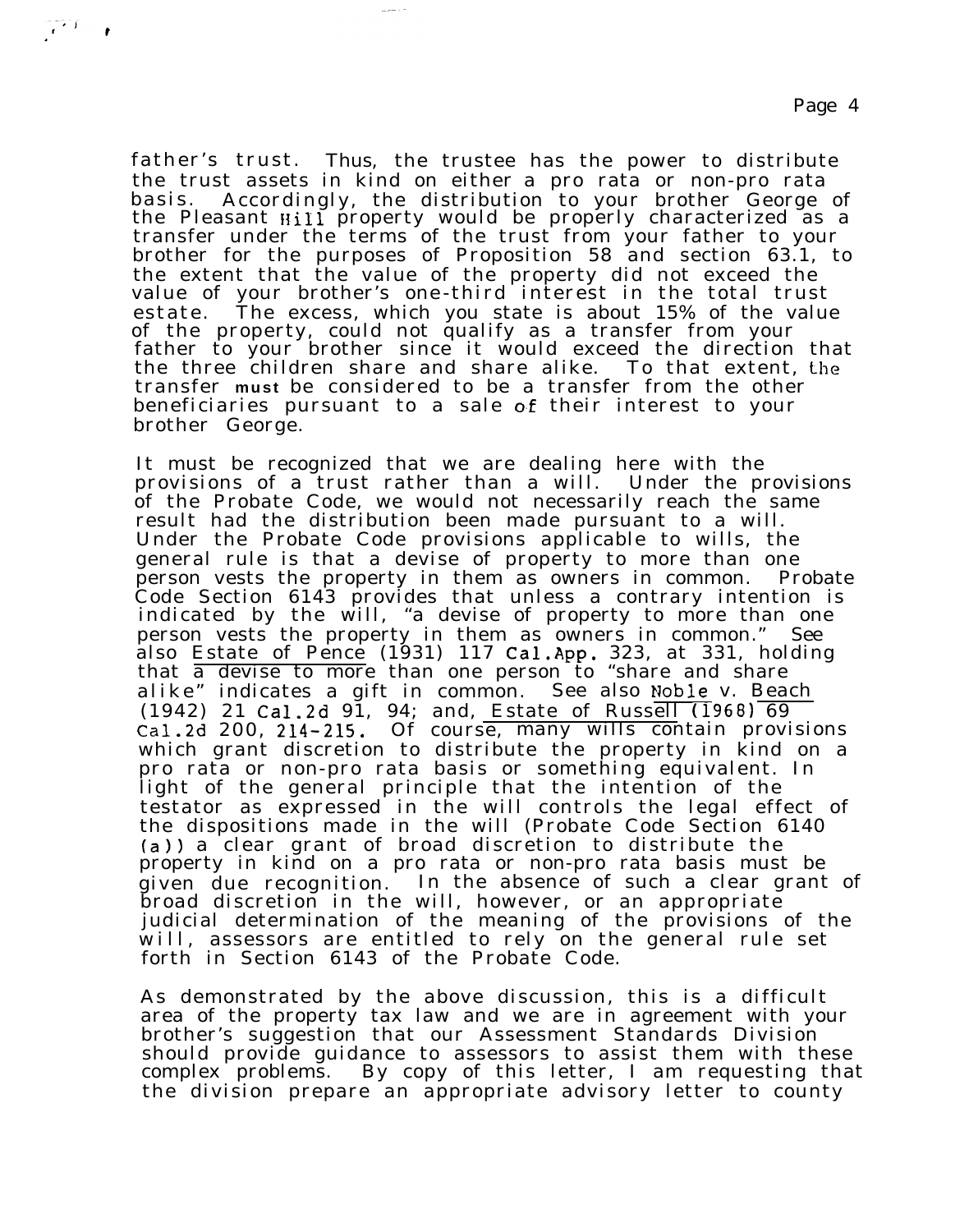father's trust. Thus, the trustee has the power to distribute the trust assets in kind on either a pro rata or non-pro rata basis. Accordingly, the distribution to your brother George of the Pleasant Hill property would be properly characterized as a transfer under the terms of the trust from your father to your brother for the purposes of Proposition 58 and section 63.1, to the extent that the value of the property did not exceed the value of your brother's one-third interest in the total trust estate. The excess, which you state is about 15% of the value of the property, could not qualify as a transfer from your father to your brother since it would exceed the direction that the three children share and share alike. To that extent, the transfer must be considered to be a transfer from the other beneficiaries pursuant to a sale of their interest to your brother George.

It must be recognized that we are dealing here with the provisions of a trust rather than a will. Under the provisions of the Probate Code, we would not necessarily reach the same result had the distribution been made pursuant to a will. Under the Probate Code provisions applicable to wills, the general rule is that a devise of property to more than one person vests the property in them as owners in common. Probate Code Section 6143 provides that unless a contrary intention is indicated by the will, "a devise of property to more than one person vests the property in them as owners in common." See also <u>Estate of Pence</u> (1931) 117 Cal.App. 323, at 331, holding that <u>a devise to more</u> than one person to "share and share alike" indicates a gift in common. See also <u>Noble</u> v. <u>Beach</u> (1942) 21 Cal.2d 91, 94; and, <u>Estate of Russell (1968) 69</u> Cal.2d 200, 214-215. Of course, many wills contain provisions which grant discretion to distribute the property in kind on a pro rata or non-pro rata basis or something equivalent. In light of the general principle that the intention of the testator as expressed in the will controls the legal effect of the dispositions made in the will (Probate Code Section 6140 (a)) a clear grant of broad discretion to distribute the property in kind on a pro rata or non-pro rata basis must be given due recognition. In the absence of such a clear grant of broad discretion in the will, however, or an appropriate judicial determination of the meaning of the provisions of the will, assessors are entitled to rely on the general rule set forth in Section 6143 of the Probate Code.

As demonstrated by the above discussion, this is a difficult area of the property tax law and we are in agreement with your brother's suggestion that our Assessment Standards Division should provide guidance to assessors to assist them with these complex problems. By copy of this letter, I am requesting that the division prepare an appropriate advisory letter to county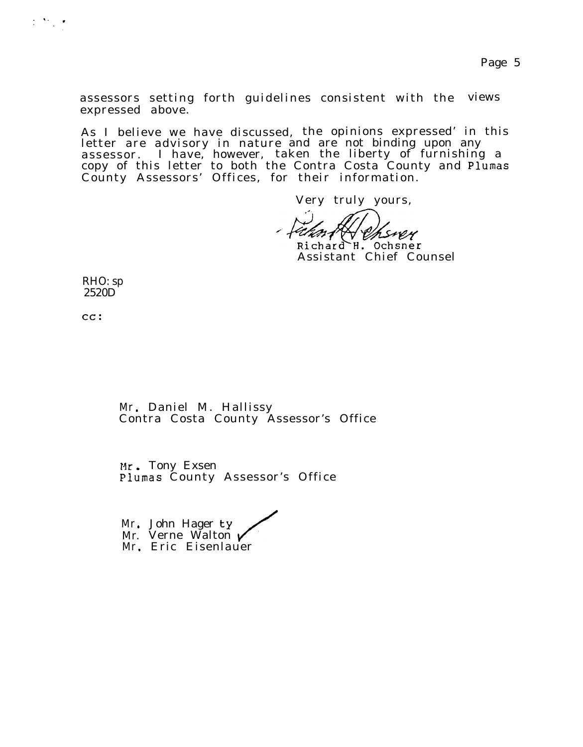assessors setting forth guidelines consistent with the views expressed above.

As I believe we have discussed, the opinions expressed' in this letter are advisory in nature and are not binding upon any assessor. I have, however, taken the liberty of furnishing a copy of this letter to both the Contra Costa County and Plumas County Assessors' Offices, for their information.

Very truly yours,

Richard H. Ochsner
Assistant Chief Counsel

RHO:sp
2520D

cc:

Mr. Daniel M. Hallissy
Contra Costa County Assessor's Office

Mr. Tony Exsen
Plumas County Assessor's Office

Mr. John Hagerty
Mr. Verne Walton
Mr. Eric Eisenlauer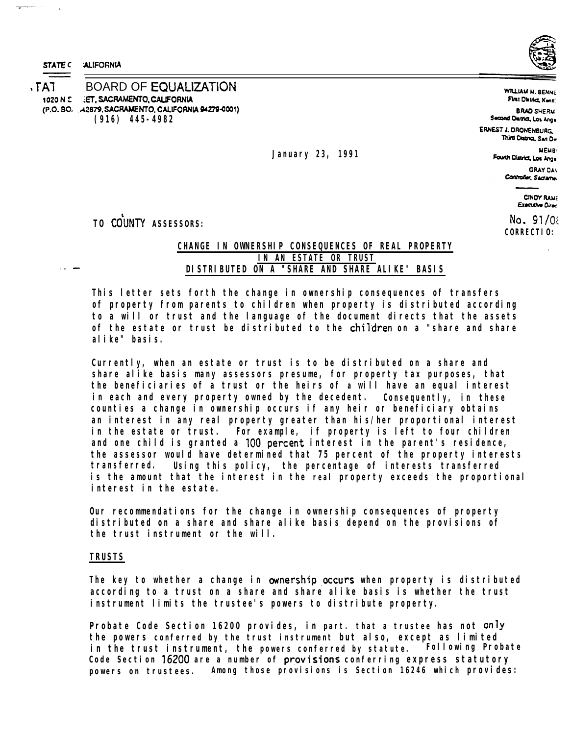STATE C ALIFORNIA

# BOARD OF EQUALIZATION

1020 N S ET, SACRAMENTO, CALIFORNIA
(P.O. BO. 42879, SACRAMENTO, CALIFORNIA 94279-0001)
(916) 445-4982

WILLIAM M. BENNE
First District, Kent

BRAD SHERM
Second District, Los Ange

ERNEST J. DRONENBURG
Third District, San Die

MEMB
Fourth District, Los Ange

GRAY DAV
Controller, Sacrame

CINDY RAMI
Executive Direc

January 23, 1991

TO COUNTY ASSESSORS:

No. 91/08
CORRECTIO:

## CHANGE IN OWNERSHIP CONSEQUENCES OF REAL PROPERTY IN AN ESTATE OR TRUST DISTRIBUTED ON A "SHARE AND SHARE ALIKE" BASIS

This letter sets forth the change in ownership consequences of transfers of property from parents to children when property is distributed according to a will or trust and the language of the document directs that the assets of the estate or trust be distributed to the children on a "share and share alike" basis.

Currently, when an estate or trust is to be distributed on a share and share alike basis many assessors presume, for property tax purposes, that the beneficiaries of a trust or the heirs of a will have an equal interest in each and every property owned by the decedent. Consequently, in these counties a change in ownership occurs if any heir or beneficiary obtains an interest in any real property greater than his/her proportional interest in the estate or trust. For example, if property is left to four children and one child is granted a 100 percent interest in the parent's residence, the assessor would have determined that 75 percent of the property interests transferred. Using this policy, the percentage of interests transferred is the amount that the interest in the real property exceeds the proportional interest in the estate.

Our recommendations for the change in ownership consequences of property distributed on a share and share alike basis depend on the provisions of the trust instrument or the will.

### TRUSTS

The key to whether a change in ownership occurs when property is distributed according to a trust on a share and share alike basis is whether the trust instrument limits the trustee's powers to distribute property.

Probate Code Section 16200 provides, in part. that a trustee has not only the powers conferred by the trust instrument but also, except as limited in the trust instrument, the powers conferred by statute. Following Probate Code Section 16200 are a number of provisions conferring express statutory powers on trustees. Among those provisions is Section 16246 which provides: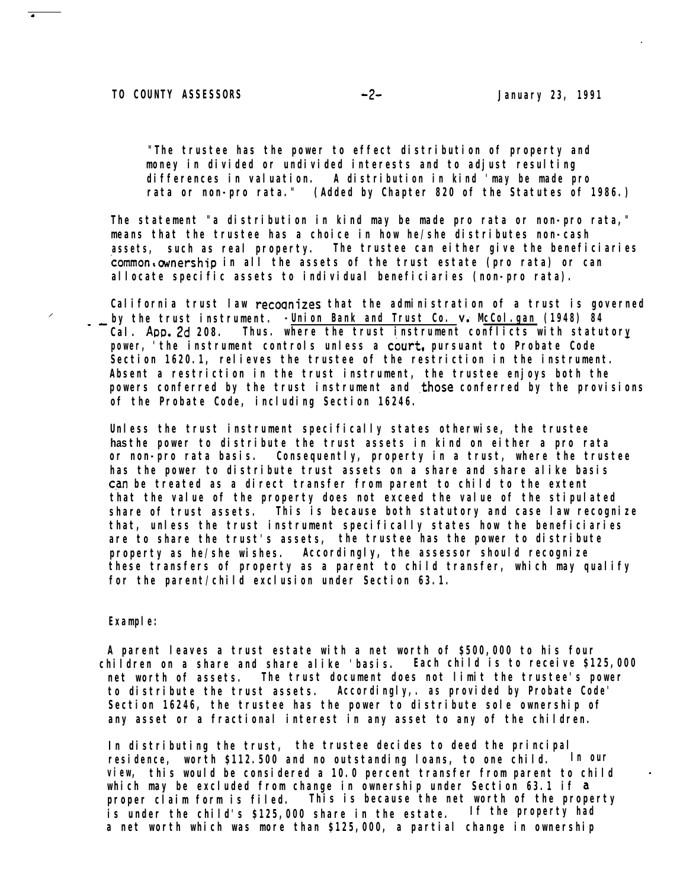"The trustee has the power to effect distribution of property and money in divided or undivided interests and to adjust resulting differences in valuation. A distribution in kind may be made pro rata or non-pro rata." (Added by Chapter 820 of the Statutes of 1986.)

The statement "a distribution in kind may be made pro rata or non-pro rata," means that the trustee has a choice in how he/she distributes non-cash assets, such as real property. The trustee can either give the beneficiaries common ownership in all the assets of the trust estate (pro rata) or can allocate specific assets to individual beneficiaries (non-pro rata).

California trust law recognizes that the administration of a trust is governed by the trust instrument. Union Bank and Trust Co. v. McColgan (1948) 84 Cal. App. 2d 208. Thus, where the trust instrument conflicts with statutory power, the instrument controls unless a court, pursuant to Probate Code Section 1620.1, relieves the trustee of the restriction in the instrument. Absent a restriction in the trust instrument, the trustee enjoys both the powers conferred by the trust instrument and those conferred by the provisions of the Probate Code, including Section 16246.

Unless the trust instrument specifically states otherwise, the trustee has the power to distribute the trust assets in kind on either a pro rata or non-pro rata basis. Consequently, property in a trust, where the trustee has the power to distribute trust assets on a share and share alike basis can be treated as a direct transfer from parent to child to the extent that the value of the property does not exceed the value of the stipulated share of trust assets. This is because both statutory and case law recognize that, unless the trust instrument specifically states how the beneficiaries are to share the trust's assets, the trustee has the power to distribute property as he/she wishes. Accordingly, the assessor should recognize these transfers of property as a parent to child transfer, which may qualify for the parent/child exclusion under Section 63.1.

Example:

A parent leaves a trust estate with a net worth of $500,000 to his four children on a share and share alike basis. Each child is to receive $125,000 net worth of assets. The trust document does not limit the trustee's power to distribute the trust assets. Accordingly, as provided by Probate Code Section 16246, the trustee has the power to distribute sole ownership of any asset or a fractional interest in any asset to any of the children.

In distributing the trust, the trustee decides to deed the principal residence, worth $112.500 and no outstanding loans, to one child. In our view, this would be considered a 100 percent transfer from parent to child which may be excluded from change in ownership under Section 63.1 if a proper claim form is filed. This is because the net worth of the property is under the child's $125,000 share in the estate. If the property had a net worth which was more than $125,000, a partial change in ownership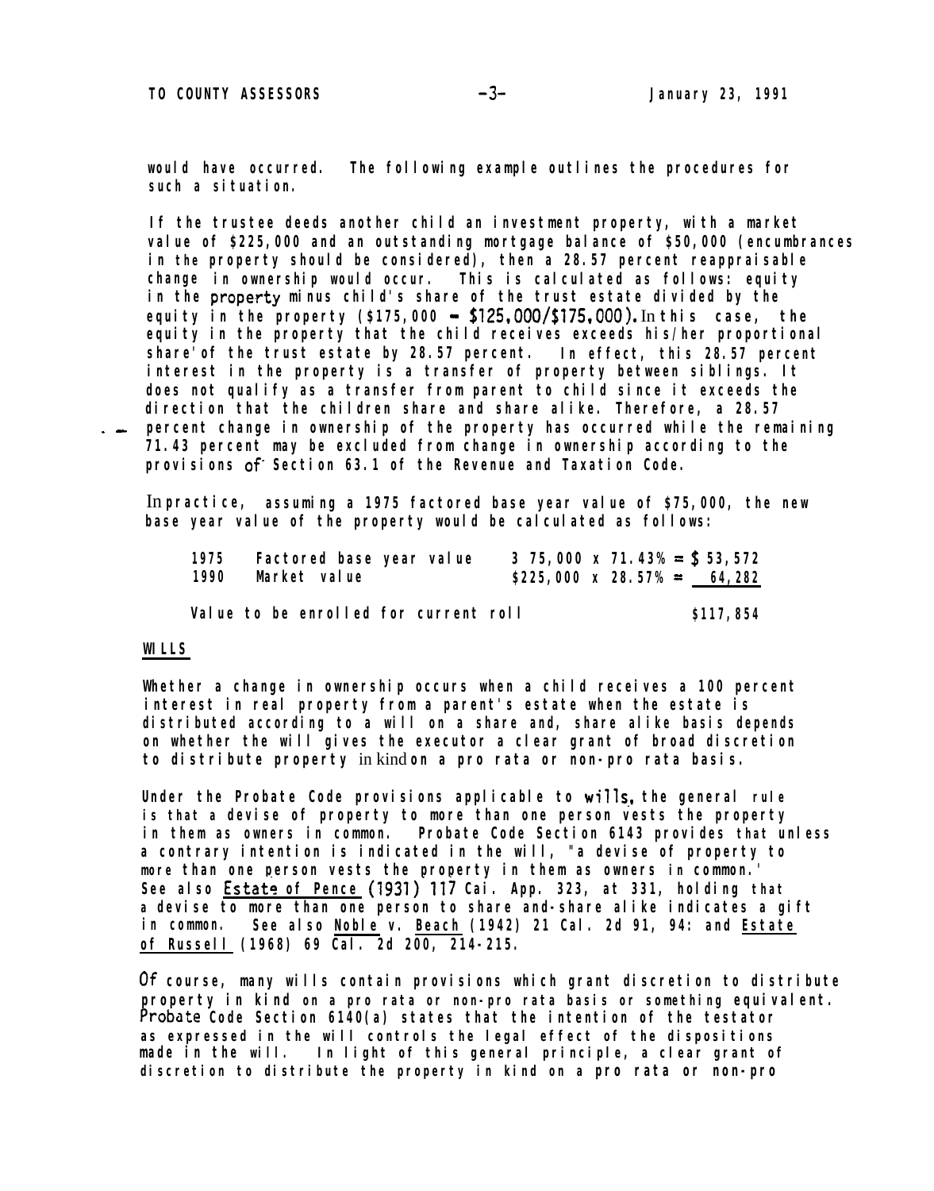would have occurred. The following example outlines the procedures for such a situation.

If the trustee deeds another child an investment property, with a market value of $225,000 and an outstanding mortgage balance of $50,000 (encumbrances in the property should be considered), then a 28.57 percent reappraisable change in ownership would occur. This is calculated as follows: equity in the property minus child's share of the trust estate divided by the equity in the property ($175,000 - $125,000/$175,000). In this case, the equity in the property that the child receives exceeds his/her proportional share of the trust estate by 28.57 percent. In effect, this 28.57 percent interest in the property is a transfer of property between siblings. It does not qualify as a transfer from parent to child since it exceeds the direction that the children share and share alike. Therefore, a 28.57 percent change in ownership of the property has occurred while the remaining 71.43 percent may be excluded from change in ownership according to the provisions of Section 63.1 of the Revenue and Taxation Code.

In practice, assuming a 1975 factored base year value of $75,000, the new base year value of the property would be calculated as follows:

| | | | |
|---|---|---|---|
| 1975 | Factored base year value | 3 75,000 x 71.43% = | $ 53,572 |
| 1990 | Market value | $225,000 x 28.57% = | 64,282 |
| | Value to be enrolled for current roll | | $117,854 |

<u>WILLS</u>

Whether a change in ownership occurs when a child receives a 100 percent interest in real property from a parent's estate when the estate is distributed according to a will on a share and, share alike basis depends on whether the will gives the executor a clear grant of broad discretion to distribute property in kind on a pro rata or non-pro rata basis.

Under the Probate Code provisions applicable to wills, the general rule is that a devise of property to more than one person vests the property in them as owners in common. Probate Code Section 6143 provides that unless a contrary intention is indicated in the will, "a devise of property to more than one person vests the property in them as owners in common.' See also <u>Estate of Pence</u> (1931) 117 Cai. App. 323, at 331, holding that a devise to more than one person to share and-share alike indicates a gift in common. See also <u>Noble</u> v. <u>Beach</u> (1942) 21 Cal. 2d 91, 94: and <u>Estate of Russell</u> (1968) 69 Cal. 2d 200, 214-215.

Of course, many wills contain provisions which grant discretion to distribute property in kind on a pro rata or non-pro rata basis or something equivalent. Probate Code Section 6140(a) states that the intention of the testator as expressed in the will controls the legal effect of the dispositions made in the will. In light of this general principle, a clear grant of discretion to distribute the property in kind on a pro rata or non-pro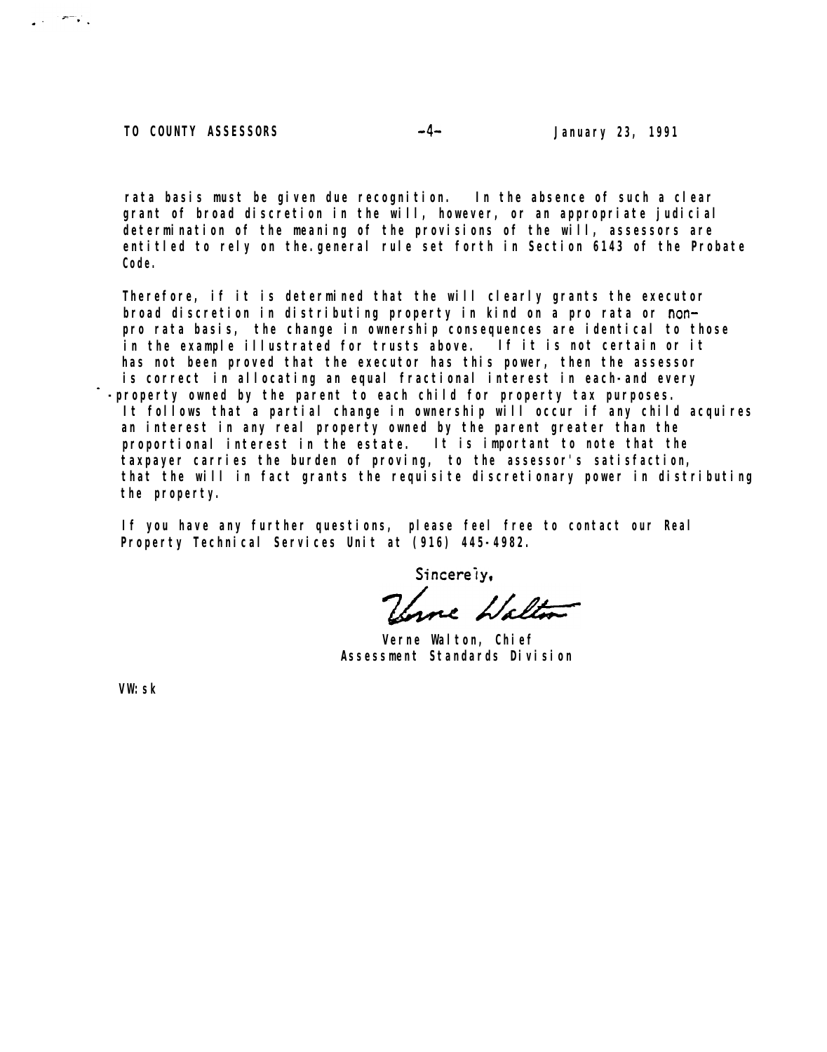rata basis must be given due recognition. In the absence of such a clear grant of broad discretion in the will, however, or an appropriate judicial determination of the meaning of the provisions of the will, assessors are entitled to rely on the general rule set forth in Section 6143 of the Probate Code.

Therefore, if it is determined that the will clearly grants the executor broad discretion in distributing property in kind on a pro rata or non-pro rata basis, the change in ownership consequences are identical to those in the example illustrated for trusts above. If it is not certain or it has not been proved that the executor has this power, then the assessor is correct in allocating an equal fractional interest in each and every property owned by the parent to each child for property tax purposes. It follows that a partial change in ownership will occur if any child acquires an interest in any real property owned by the parent greater than the proportional interest in the estate. It is important to note that the taxpayer carries the burden of proving, to the assessor's satisfaction, that the will in fact grants the requisite discretionary power in distributing the property.

If you have any further questions, please feel free to contact our Real Property Technical Services Unit at (916) 445-4982.

Sincerely,

Verne Walton

Verne Walton, Chief
Assessment Standards Division

VW:sk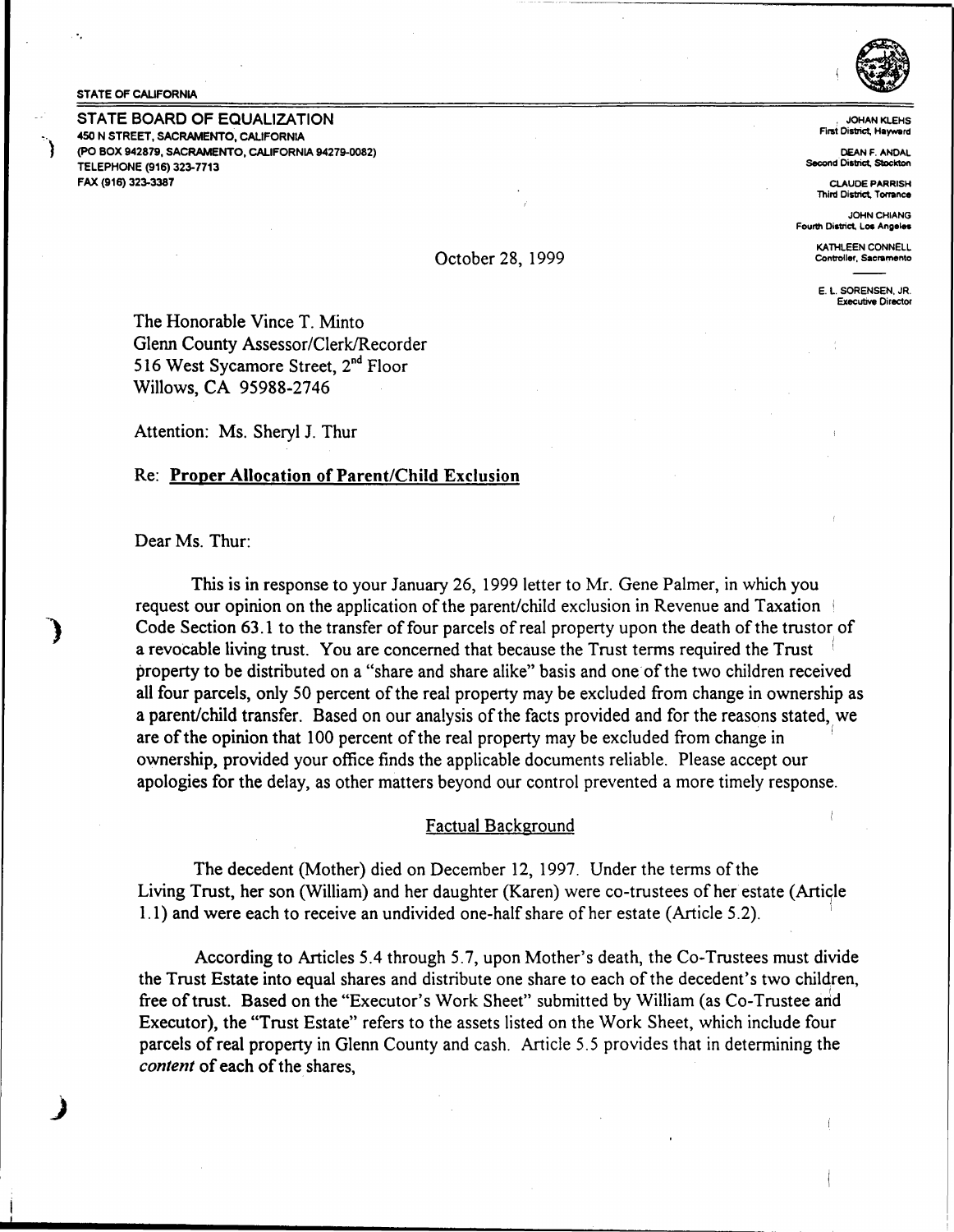STATE OF CALIFORNIA

**STATE BOARD OF EQUALIZATION**
450 N STREET, SACRAMENTO, CALIFORNIA
(PO BOX 942879, SACRAMENTO, CALIFORNIA 94279-0082)
TELEPHONE (916) 323-7713
FAX (916) 323-3387

JOHAN KLEHS
First District, Hayward

DEAN F. ANDAL
Second District, Stockton

CLAUDE PARRISH
Third District, Torrance

JOHN CHIANG
Fourth District, Los Angeles

KATHLEEN CONNELL
Controller, Sacramento

E. L. SORENSEN, JR.
Executive Director

October 28, 1999

The Honorable Vince T. Minto
Glenn County Assessor/Clerk/Recorder
516 West Sycamore Street, 2nd Floor
Willows, CA 95988-2746

Attention: Ms. Sheryl J. Thur

Re: **Proper Allocation of Parent/Child Exclusion**

Dear Ms. Thur:

This is in response to your January 26, 1999 letter to Mr. Gene Palmer, in which you request our opinion on the application of the parent/child exclusion in Revenue and Taxation Code Section 63.1 to the transfer of four parcels of real property upon the death of the trustor of a revocable living trust. You are concerned that because the Trust terms required the Trust property to be distributed on a "share and share alike" basis and one of the two children received all four parcels, only 50 percent of the real property may be excluded from change in ownership as a parent/child transfer. Based on our analysis of the facts provided and for the reasons stated, we are of the opinion that 100 percent of the real property may be excluded from change in ownership, provided your office finds the applicable documents reliable. Please accept our apologies for the delay, as other matters beyond our control prevented a more timely response.

## Factual Background

The decedent (Mother) died on December 12, 1997. Under the terms of the Living Trust, her son (William) and her daughter (Karen) were co-trustees of her estate (Article 1.1) and were each to receive an undivided one-half share of her estate (Article 5.2).

According to Articles 5.4 through 5.7, upon Mother's death, the Co-Trustees must divide the Trust Estate into equal shares and distribute one share to each of the decedent's two children, free of trust. Based on the "Executor's Work Sheet" submitted by William (as Co-Trustee and Executor), the "Trust Estate" refers to the assets listed on the Work Sheet, which include four parcels of real property in Glenn County and cash. Article 5.5 provides that in determining the *content* of each of the shares,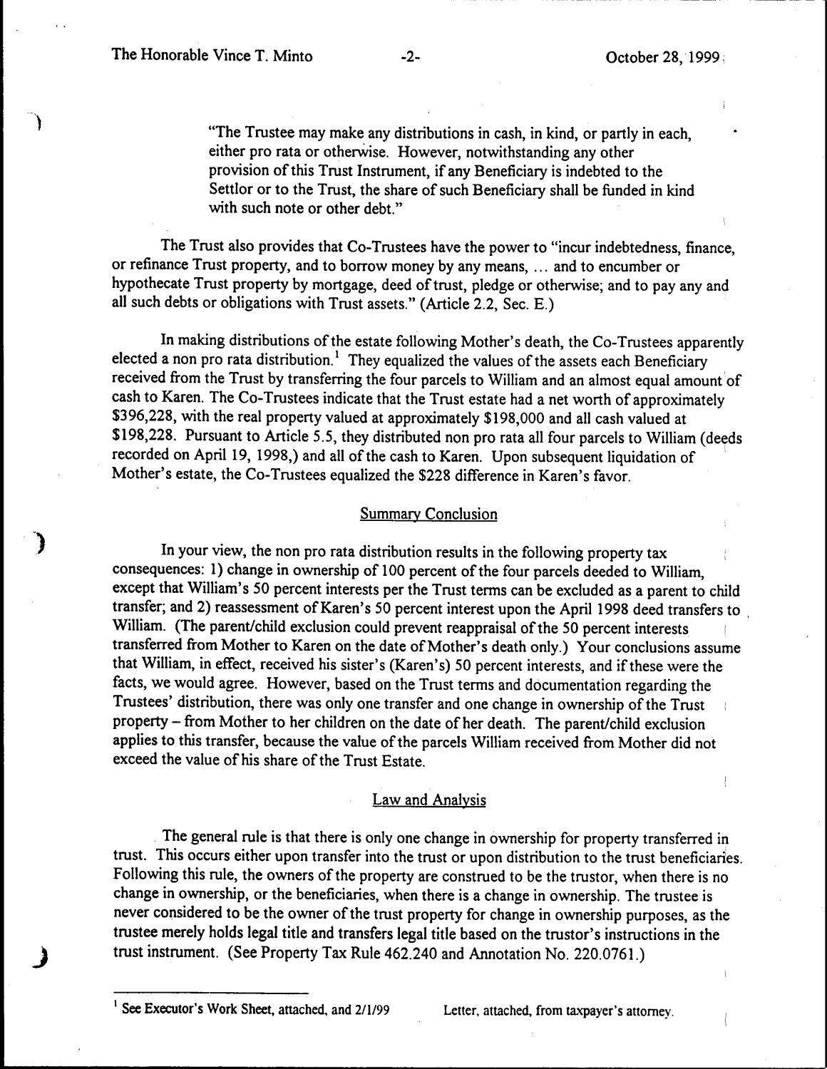> "The Trustee may make any distributions in cash, in kind, or partly in each, either pro rata or otherwise. However, notwithstanding any other provision of this Trust Instrument, if any Beneficiary is indebted to the Settlor or to the Trust, the share of such Beneficiary shall be funded in kind with such note or other debt."

The Trust also provides that Co-Trustees have the power to "incur indebtedness, finance, or refinance Trust property, and to borrow money by any means, ... and to encumber or hypothecate Trust property by mortgage, deed of trust, pledge or otherwise; and to pay any and all such debts or obligations with Trust assets." (Article 2.2, Sec. E.)

In making distributions of the estate following Mother's death, the Co-Trustees apparently elected a non pro rata distribution.[1] They equalized the values of the assets each Beneficiary received from the Trust by transferring the four parcels to William and an almost equal amount of cash to Karen. The Co-Trustees indicate that the Trust estate had a net worth of approximately $396,228, with the real property valued at approximately $198,000 and all cash valued at $198,228. Pursuant to Article 5.5, they distributed non pro rata all four parcels to William (deeds recorded on April 19, 1998,) and all of the cash to Karen. Upon subsequent liquidation of Mother's estate, the Co-Trustees equalized the $228 difference in Karen's favor.

## Summary Conclusion

In your view, the non pro rata distribution results in the following property tax consequences: 1) change in ownership of 100 percent of the four parcels deeded to William, except that William's 50 percent interests per the Trust terms can be excluded as a parent to child transfer; and 2) reassessment of Karen's 50 percent interest upon the April 1998 deed transfers to William. (The parent/child exclusion could prevent reappraisal of the 50 percent interests transferred from Mother to Karen on the date of Mother's death only.) Your conclusions assume that William, in effect, received his sister's (Karen's) 50 percent interests, and if these were the facts, we would agree. However, based on the Trust terms and documentation regarding the Trustees' distribution, there was only one transfer and one change in ownership of the Trust property – from Mother to her children on the date of her death. The parent/child exclusion applies to this transfer, because the value of the parcels William received from Mother did not exceed the value of his share of the Trust Estate.

## Law and Analysis

The general rule is that there is only one change in ownership for property transferred in trust. This occurs either upon transfer into the trust or upon distribution to the trust beneficiaries. Following this rule, the owners of the property are construed to be the trustor, when there is no change in ownership, or the beneficiaries, when there is a change in ownership. The trustee is never considered to be the owner of the trust property for change in ownership purposes, as the trustee merely holds legal title and transfers legal title based on the trustor's instructions in the trust instrument. (See Property Tax Rule 462.240 and Annotation No. 220.0761.)

---

[1] See Executor's Work Sheet, attached, and 2/1/99 Letter, attached, from taxpayer's attorney.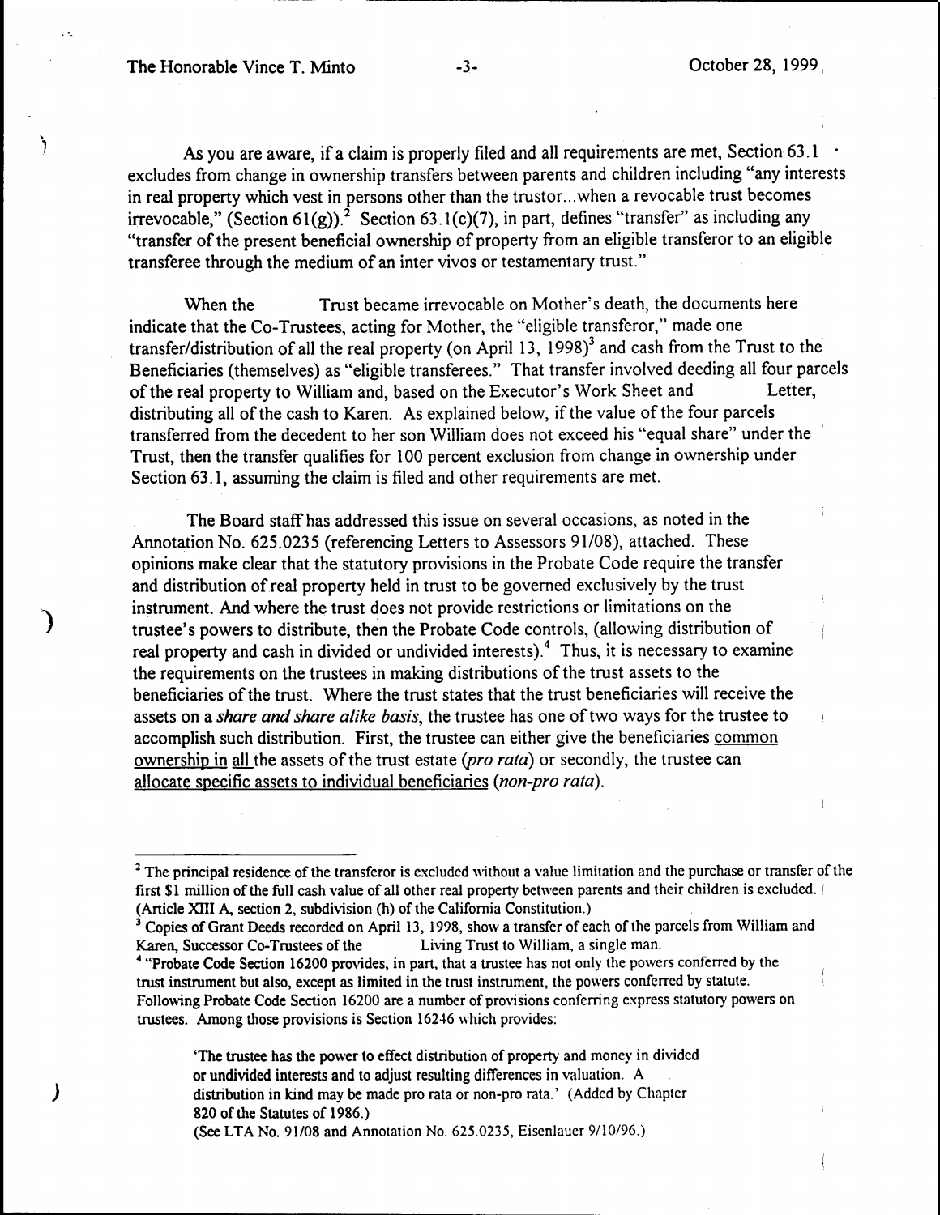As you are aware, if a claim is properly filed and all requirements are met, Section 63.1 excludes from change in ownership transfers between parents and children including "any interests in real property which vest in persons other than the trustor...when a revocable trust becomes irrevocable," (Section 61(g)).[2] Section 63.1(c)(7), in part, defines "transfer" as including any "transfer of the present beneficial ownership of property from an eligible transferor to an eligible transferee through the medium of an inter vivos or testamentary trust."

When the Trust became irrevocable on Mother's death, the documents here indicate that the Co-Trustees, acting for Mother, the "eligible transferor," made one transfer/distribution of all the real property (on April 13, 1998)[3] and cash from the Trust to the Beneficiaries (themselves) as "eligible transferees." That transfer involved deeding all four parcels of the real property to William and, based on the Executor's Work Sheet and Letter, distributing all of the cash to Karen. As explained below, if the value of the four parcels transferred from the decedent to her son William does not exceed his "equal share" under the Trust, then the transfer qualifies for 100 percent exclusion from change in ownership under Section 63.1, assuming the claim is filed and other requirements are met.

The Board staff has addressed this issue on several occasions, as noted in the Annotation No. 625.0235 (referencing Letters to Assessors 91/08), attached. These opinions make clear that the statutory provisions in the Probate Code require the transfer and distribution of real property held in trust to be governed exclusively by the trust instrument. And where the trust does not provide restrictions or limitations on the trustee's powers to distribute, then the Probate Code controls, (allowing distribution of real property and cash in divided or undivided interests).[4] Thus, it is necessary to examine the requirements on the trustees in making distributions of the trust assets to the beneficiaries of the trust. Where the trust states that the trust beneficiaries will receive the assets on a *share and share alike basis*, the trustee has one of two ways for the trustee to accomplish such distribution. First, the trustee can either give the beneficiaries <u>common ownership in all</u> the assets of the trust estate (*pro rata*) or secondly, the trustee can <u>allocate specific assets to individual beneficiaries</u> (*non-pro rata*).

---

[2] The principal residence of the transferor is excluded without a value limitation and the purchase or transfer of the first $1 million of the full cash value of all other real property between parents and their children is excluded. (Article XIII A, section 2, subdivision (h) of the California Constitution.)

[3] Copies of Grant Deeds recorded on April 13, 1998, show a transfer of each of the parcels from William and Karen, Successor Co-Trustees of the Living Trust to William, a single man.

[4] "Probate Code Section 16200 provides, in part, that a trustee has not only the powers conferred by the trust instrument but also, except as limited in the trust instrument, the powers conferred by statute. Following Probate Code Section 16200 are a number of provisions conferring express statutory powers on trustees. Among those provisions is Section 16246 which provides:

> 'The trustee has the power to effect distribution of property and money in divided or undivided interests and to adjust resulting differences in valuation. A distribution in kind may be made pro rata or non-pro rata.' (Added by Chapter 820 of the Statutes of 1986.)

(See LTA No. 91/08 and Annotation No. 625.0235, Eisenlauer 9/10/96.)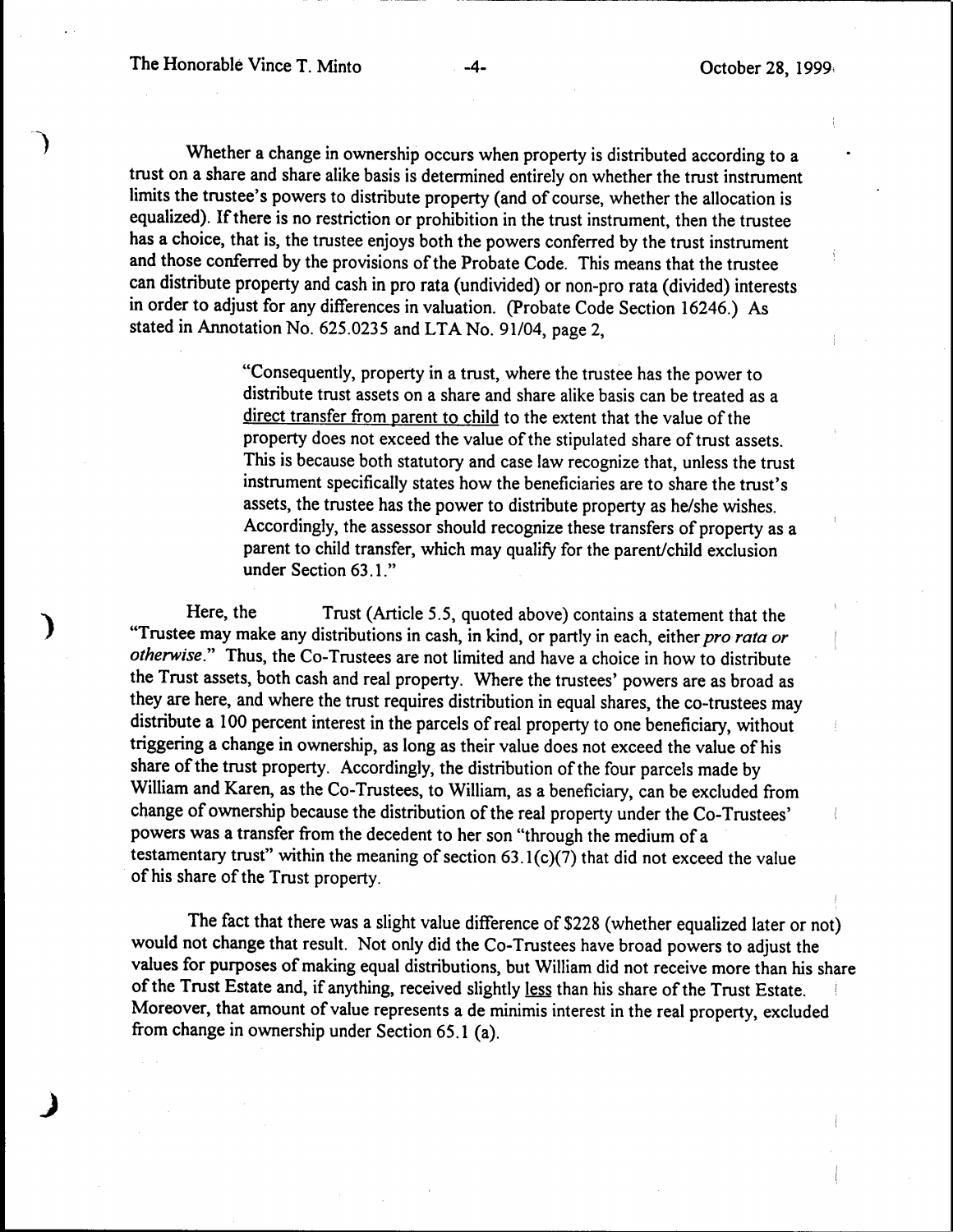Whether a change in ownership occurs when property is distributed according to a trust on a share and share alike basis is determined entirely on whether the trust instrument limits the trustee's powers to distribute property (and of course, whether the allocation is equalized). If there is no restriction or prohibition in the trust instrument, then the trustee has a choice, that is, the trustee enjoys both the powers conferred by the trust instrument and those conferred by the provisions of the Probate Code. This means that the trustee can distribute property and cash in pro rata (undivided) or non-pro rata (divided) interests in order to adjust for any differences in valuation. (Probate Code Section 16246.) As stated in Annotation No. 625.0235 and LTA No. 91/04, page 2,

> "Consequently, property in a trust, where the trustee has the power to distribute trust assets on a share and share alike basis can be treated as a direct transfer from parent to child to the extent that the value of the property does not exceed the value of the stipulated share of trust assets. This is because both statutory and case law recognize that, unless the trust instrument specifically states how the beneficiaries are to share the trust's assets, the trustee has the power to distribute property as he/she wishes. Accordingly, the assessor should recognize these transfers of property as a parent to child transfer, which may qualify for the parent/child exclusion under Section 63.1."

Here, the Trust (Article 5.5, quoted above) contains a statement that the "Trustee may make any distributions in cash, in kind, or partly in each, either *pro rata or otherwise*." Thus, the Co-Trustees are not limited and have a choice in how to distribute the Trust assets, both cash and real property. Where the trustees' powers are as broad as they are here, and where the trust requires distribution in equal shares, the co-trustees may distribute a 100 percent interest in the parcels of real property to one beneficiary, without triggering a change in ownership, as long as their value does not exceed the value of his share of the trust property. Accordingly, the distribution of the four parcels made by William and Karen, as the Co-Trustees, to William, as a beneficiary, can be excluded from change of ownership because the distribution of the real property under the Co-Trustees' powers was a transfer from the decedent to her son "through the medium of a testamentary trust" within the meaning of section 63.1(c)(7) that did not exceed the value of his share of the Trust property.

The fact that there was a slight value difference of $228 (whether equalized later or not) would not change that result. Not only did the Co-Trustees have broad powers to adjust the values for purposes of making equal distributions, but William did not receive more than his share of the Trust Estate and, if anything, received slightly less than his share of the Trust Estate. Moreover, that amount of value represents a de minimis interest in the real property, excluded from change in ownership under Section 65.1 (a).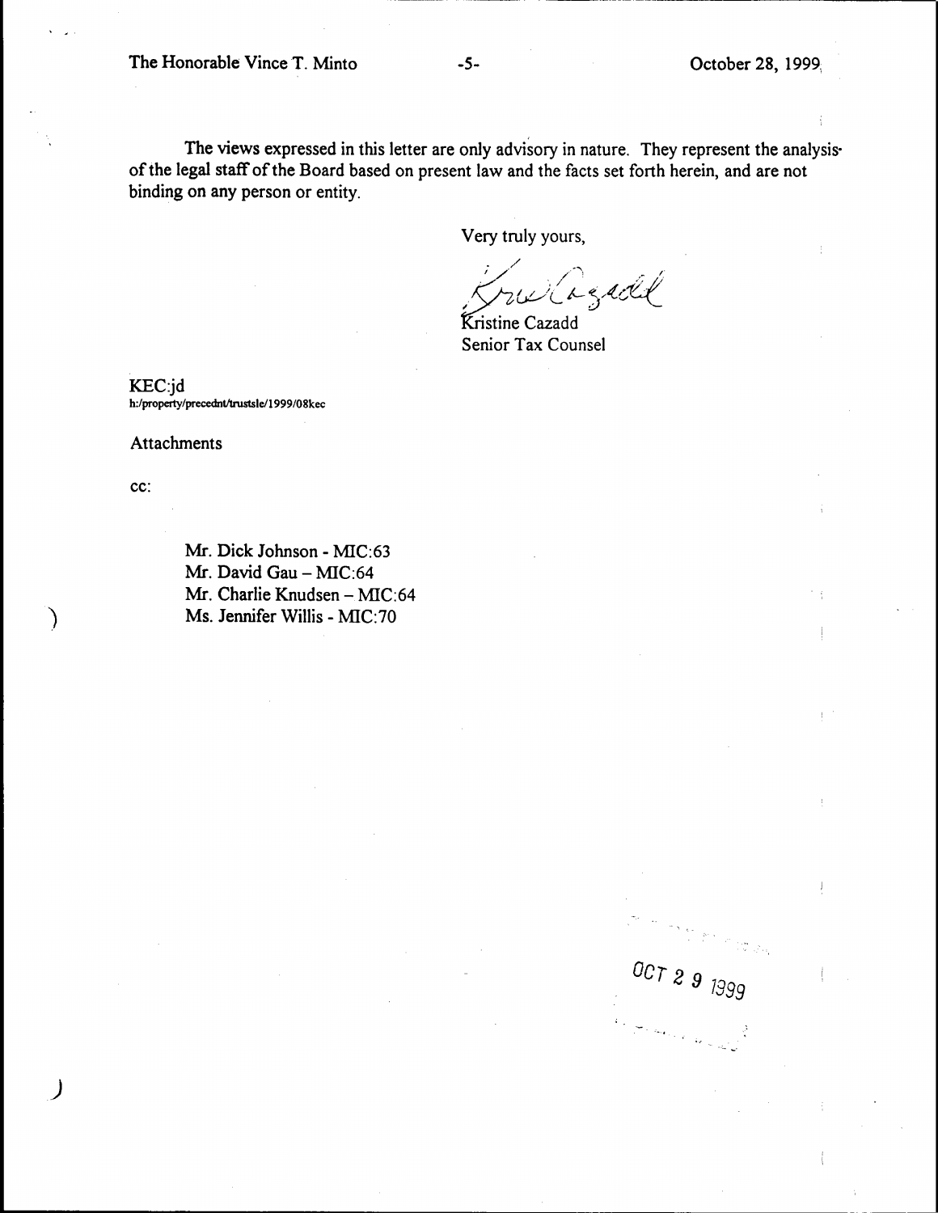The views expressed in this letter are only advisory in nature. They represent the analysis of the legal staff of the Board based on present law and the facts set forth herein, and are not binding on any person or entity.

Very truly yours,

Kristine Cazadd
Senior Tax Counsel

KEC:jd
h:/property/precednt/trustsle/1999/08kec

Attachments

cc:

Mr. Dick Johnson - MIC:63
Mr. David Gau – MIC:64
Mr. Charlie Knudsen – MIC:64
Ms. Jennifer Willis - MIC:70

OCT 29 1999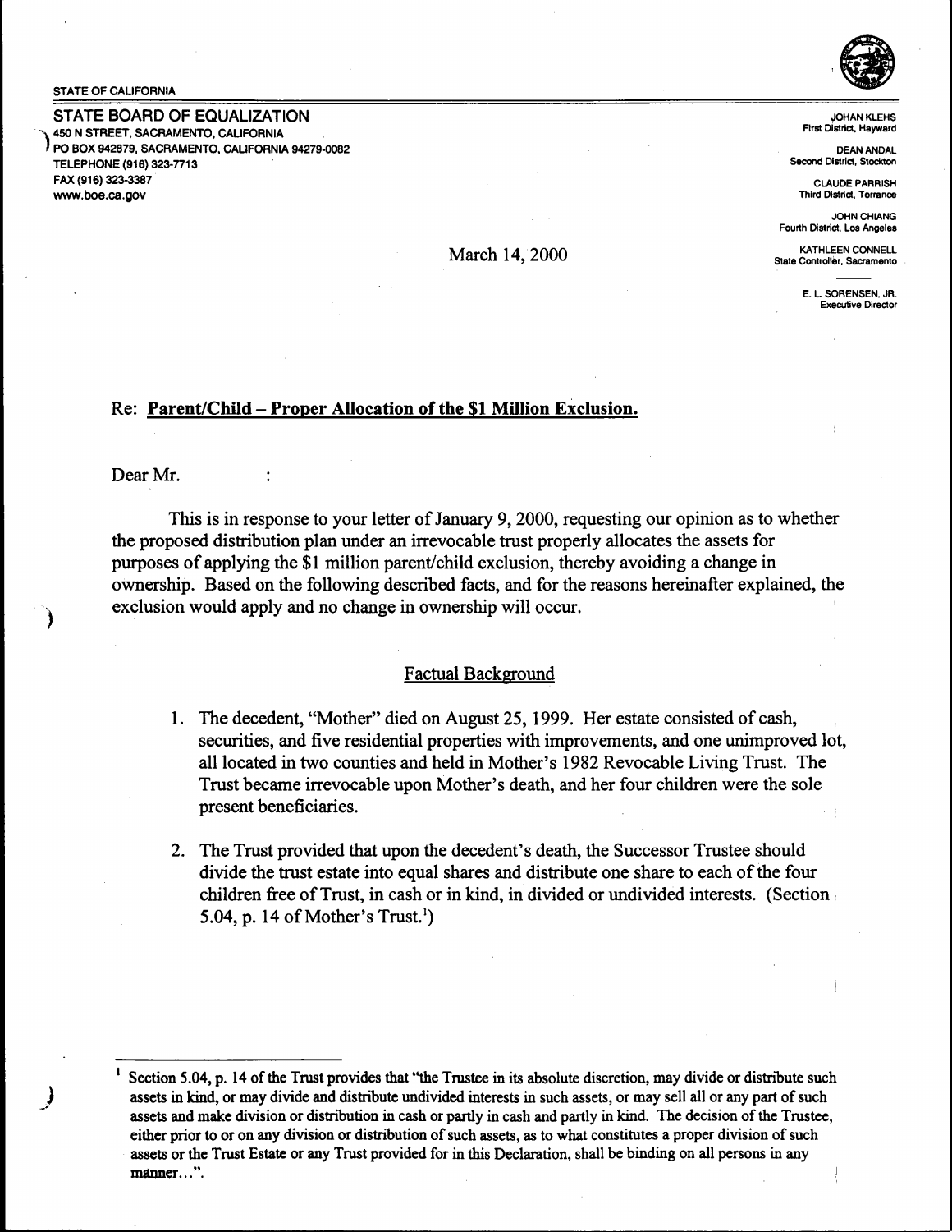STATE OF CALIFORNIA

**STATE BOARD OF EQUALIZATION**
450 N STREET, SACRAMENTO, CALIFORNIA
PO BOX 942879, SACRAMENTO, CALIFORNIA 94279-0082
TELEPHONE (916) 323-7713
FAX (916) 323-3387
www.boe.ca.gov

JOHAN KLEHS
First District, Hayward

DEAN ANDAL
Second District, Stockton

CLAUDE PARRISH
Third District, Torrance

JOHN CHIANG
Fourth District, Los Angeles

KATHLEEN CONNELL
State Controller, Sacramento

E. L. SORENSEN, JR.
Executive Director

March 14, 2000

Re: **Parent/Child – Proper Allocation of the $1 Million Exclusion.**

Dear Mr. :

This is in response to your letter of January 9, 2000, requesting our opinion as to whether the proposed distribution plan under an irrevocable trust properly allocates the assets for purposes of applying the $1 million parent/child exclusion, thereby avoiding a change in ownership. Based on the following described facts, and for the reasons hereinafter explained, the exclusion would apply and no change in ownership will occur.

## Factual Background

1. The decedent, "Mother" died on August 25, 1999. Her estate consisted of cash, securities, and five residential properties with improvements, and one unimproved lot, all located in two counties and held in Mother's 1982 Revocable Living Trust. The Trust became irrevocable upon Mother's death, and her four children were the sole present beneficiaries.

2. The Trust provided that upon the decedent's death, the Successor Trustee should divide the trust estate into equal shares and distribute one share to each of the four children free of Trust, in cash or in kind, in divided or undivided interests. (Section 5.04, p. 14 of Mother's Trust.[1])

[1] Section 5.04, p. 14 of the Trust provides that "the Trustee in its absolute discretion, may divide or distribute such assets in kind, or may divide and distribute undivided interests in such assets, or may sell all or any part of such assets and make division or distribution in cash or partly in cash and partly in kind. The decision of the Trustee, either prior to or on any division or distribution of such assets, as to what constitutes a proper division of such assets or the Trust Estate or any Trust provided for in this Declaration, shall be binding on all persons in any manner...".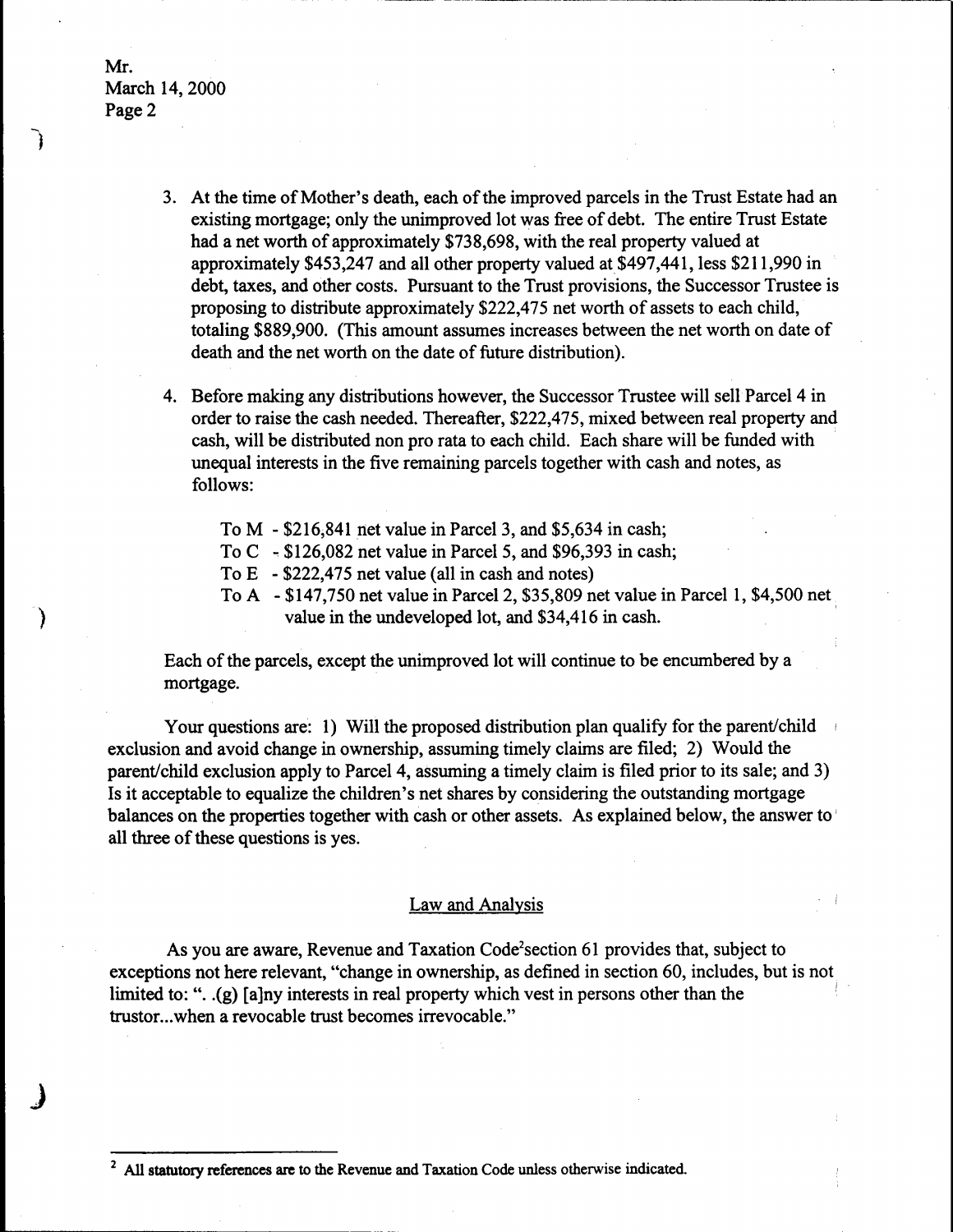Mr.
March 14, 2000
Page 2

3. At the time of Mother's death, each of the improved parcels in the Trust Estate had an existing mortgage; only the unimproved lot was free of debt. The entire Trust Estate had a net worth of approximately $738,698, with the real property valued at approximately $453,247 and all other property valued at $497,441, less $211,990 in debt, taxes, and other costs. Pursuant to the Trust provisions, the Successor Trustee is proposing to distribute approximately $222,475 net worth of assets to each child, totaling $889,900. (This amount assumes increases between the net worth on date of death and the net worth on the date of future distribution).

4. Before making any distributions however, the Successor Trustee will sell Parcel 4 in order to raise the cash needed. Thereafter, $222,475, mixed between real property and cash, will be distributed non pro rata to each child. Each share will be funded with unequal interests in the five remaining parcels together with cash and notes, as follows:

   To M - $216,841 net value in Parcel 3, and $5,634 in cash;
   To C - $126,082 net value in Parcel 5, and $96,393 in cash;
   To E - $222,475 net value (all in cash and notes)
   To A - $147,750 net value in Parcel 2, $35,809 net value in Parcel 1, $4,500 net value in the undeveloped lot, and $34,416 in cash.

Each of the parcels, except the unimproved lot will continue to be encumbered by a mortgage.

Your questions are: 1) Will the proposed distribution plan qualify for the parent/child exclusion and avoid change in ownership, assuming timely claims are filed; 2) Would the parent/child exclusion apply to Parcel 4, assuming a timely claim is filed prior to its sale; and 3) Is it acceptable to equalize the children's net shares by considering the outstanding mortgage balances on the properties together with cash or other assets. As explained below, the answer to all three of these questions is yes.

## Law and Analysis

As you are aware, Revenue and Taxation Code[2] section 61 provides that, subject to exceptions not here relevant, "change in ownership, as defined in section 60, includes, but is not limited to: ". .(g) [a]ny interests in real property which vest in persons other than the trustor...when a revocable trust becomes irrevocable."

---

[2] All statutory references are to the Revenue and Taxation Code unless otherwise indicated.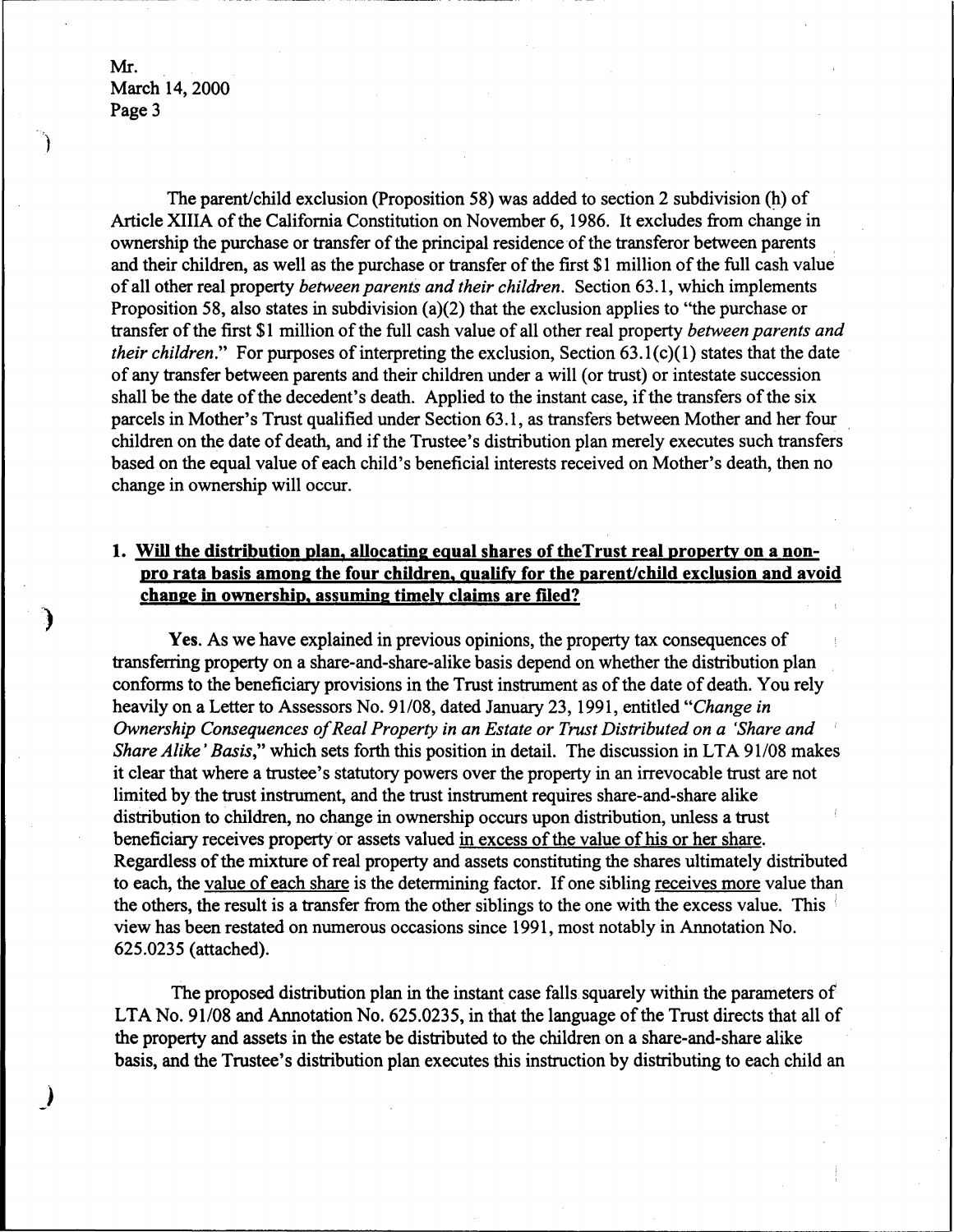Mr.
March 14, 2000
Page 3

The parent/child exclusion (Proposition 58) was added to section 2 subdivision (h) of Article XIIIA of the California Constitution on November 6, 1986. It excludes from change in ownership the purchase or transfer of the principal residence of the transferor between parents and their children, as well as the purchase or transfer of the first $1 million of the full cash value of all other real property *between parents and their children*. Section 63.1, which implements Proposition 58, also states in subdivision (a)(2) that the exclusion applies to "the purchase or transfer of the first $1 million of the full cash value of all other real property *between parents and their children*." For purposes of interpreting the exclusion, Section 63.1(c)(1) states that the date of any transfer between parents and their children under a will (or trust) or intestate succession shall be the date of the decedent's death. Applied to the instant case, if the transfers of the six parcels in Mother's Trust qualified under Section 63.1, as transfers between Mother and her four children on the date of death, and if the Trustee's distribution plan merely executes such transfers based on the equal value of each child's beneficial interests received on Mother's death, then no change in ownership will occur.

**1. Will the distribution plan, allocating equal shares of theTrust real property on a non-pro rata basis among the four children, qualify for the parent/child exclusion and avoid change in ownership, assuming timely claims are filed?**

**Yes**. As we have explained in previous opinions, the property tax consequences of transferring property on a share-and-share-alike basis depend on whether the distribution plan conforms to the beneficiary provisions in the Trust instrument as of the date of death. You rely heavily on a Letter to Assessors No. 91/08, dated January 23, 1991, entitled "*Change in Ownership Consequences of Real Property in an Estate or Trust Distributed on a 'Share and Share Alike' Basis*," which sets forth this position in detail. The discussion in LTA 91/08 makes it clear that where a trustee's statutory powers over the property in an irrevocable trust are not limited by the trust instrument, and the trust instrument requires share-and-share alike distribution to children, no change in ownership occurs upon distribution, unless a trust beneficiary receives property or assets valued in excess of the value of his or her share. Regardless of the mixture of real property and assets constituting the shares ultimately distributed to each, the value of each share is the determining factor. If one sibling receives more value than the others, the result is a transfer from the other siblings to the one with the excess value. This view has been restated on numerous occasions since 1991, most notably in Annotation No. 625.0235 (attached).

The proposed distribution plan in the instant case falls squarely within the parameters of LTA No. 91/08 and Annotation No. 625.0235, in that the language of the Trust directs that all of the property and assets in the estate be distributed to the children on a share-and-share alike basis, and the Trustee's distribution plan executes this instruction by distributing to each child an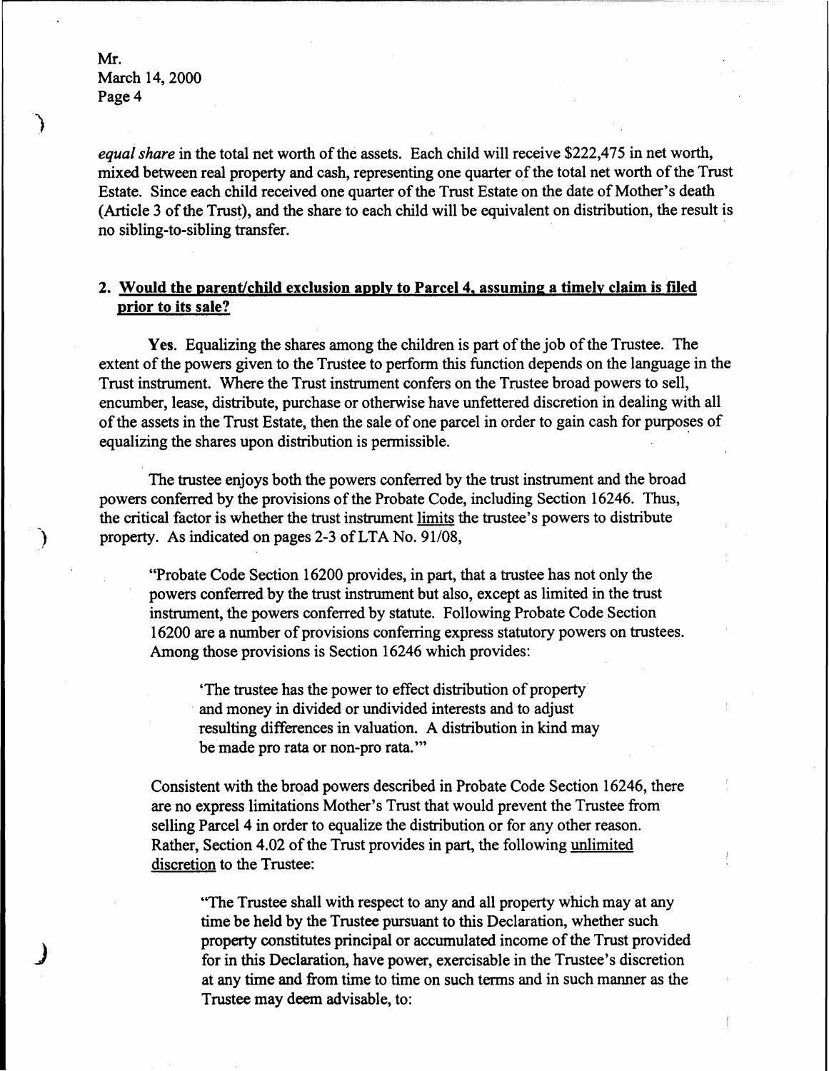*equal share* in the total net worth of the assets. Each child will receive $222,475 in net worth, mixed between real property and cash, representing one quarter of the total net worth of the Trust Estate. Since each child received one quarter of the Trust Estate on the date of Mother's death (Article 3 of the Trust), and the share to each child will be equivalent on distribution, the result is no sibling-to-sibling transfer.

## 2. Would the parent/child exclusion apply to Parcel 4, assuming a timely claim is filed prior to its sale?

**Yes.** Equalizing the shares among the children is part of the job of the Trustee. The extent of the powers given to the Trustee to perform this function depends on the language in the Trust instrument. Where the Trust instrument confers on the Trustee broad powers to sell, encumber, lease, distribute, purchase or otherwise have unfettered discretion in dealing with all of the assets in the Trust Estate, then the sale of one parcel in order to gain cash for purposes of equalizing the shares upon distribution is permissible.

The trustee enjoys both the powers conferred by the trust instrument and the broad powers conferred by the provisions of the Probate Code, including Section 16246. Thus, the critical factor is whether the trust instrument <u>limits</u> the trustee's powers to distribute property. As indicated on pages 2-3 of LTA No. 91/08,

> "Probate Code Section 16200 provides, in part, that a trustee has not only the powers conferred by the trust instrument but also, except as limited in the trust instrument, the powers conferred by statute. Following Probate Code Section 16200 are a number of provisions conferring express statutory powers on trustees. Among those provisions is Section 16246 which provides:
>
> > 'The trustee has the power to effect distribution of property and money in divided or undivided interests and to adjust resulting differences in valuation. A distribution in kind may be made pro rata or non-pro rata.'"

> Consistent with the broad powers described in Probate Code Section 16246, there are no express limitations Mother's Trust that would prevent the Trustee from selling Parcel 4 in order to equalize the distribution or for any other reason. Rather, Section 4.02 of the Trust provides in part, the following <u>unlimited discretion</u> to the Trustee:
>
> > "The Trustee shall with respect to any and all property which may at any time be held by the Trustee pursuant to this Declaration, whether such property constitutes principal or accumulated income of the Trust provided for in this Declaration, have power, exercisable in the Trustee's discretion at any time and from time to time on such terms and in such manner as the Trustee may deem advisable, to: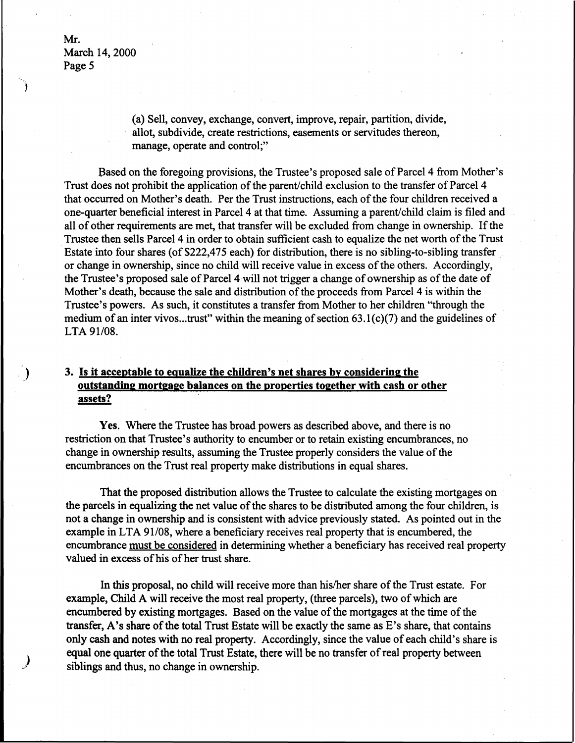(a) Sell, convey, exchange, convert, improve, repair, partition, divide, allot, subdivide, create restrictions, easements or servitudes thereon, manage, operate and control;"

Based on the foregoing provisions, the Trustee's proposed sale of Parcel 4 from Mother's Trust does not prohibit the application of the parent/child exclusion to the transfer of Parcel 4 that occurred on Mother's death. Per the Trust instructions, each of the four children received a one-quarter beneficial interest in Parcel 4 at that time. Assuming a parent/child claim is filed and all of other requirements are met, that transfer will be excluded from change in ownership. If the Trustee then sells Parcel 4 in order to obtain sufficient cash to equalize the net worth of the Trust Estate into four shares (of $222,475 each) for distribution, there is no sibling-to-sibling transfer or change in ownership, since no child will receive value in excess of the others. Accordingly, the Trustee's proposed sale of Parcel 4 will not trigger a change of ownership as of the date of Mother's death, because the sale and distribution of the proceeds from Parcel 4 is within the Trustee's powers. As such, it constitutes a transfer from Mother to her children "through the medium of an inter vivos...trust" within the meaning of section 63.1(c)(7) and the guidelines of LTA 91/08.

### 3. Is it acceptable to equalize the children's net shares by considering the outstanding mortgage balances on the properties together with cash or other assets?

**Yes.** Where the Trustee has broad powers as described above, and there is no restriction on that Trustee's authority to encumber or to retain existing encumbrances, no change in ownership results, assuming the Trustee properly considers the value of the encumbrances on the Trust real property make distributions in equal shares.

That the proposed distribution allows the Trustee to calculate the existing mortgages on the parcels in equalizing the net value of the shares to be distributed among the four children, is not a change in ownership and is consistent with advice previously stated. As pointed out in the example in LTA 91/08, where a beneficiary receives real property that is encumbered, the encumbrance must be considered in determining whether a beneficiary has received real property valued in excess of his of her trust share.

In this proposal, no child will receive more than his/her share of the Trust estate. For example, Child A will receive the most real property, (three parcels), two of which are encumbered by existing mortgages. Based on the value of the mortgages at the time of the transfer, A's share of the total Trust Estate will be exactly the same as E's share, that contains only cash and notes with no real property. Accordingly, since the value of each child's share is equal one quarter of the total Trust Estate, there will be no transfer of real property between siblings and thus, no change in ownership.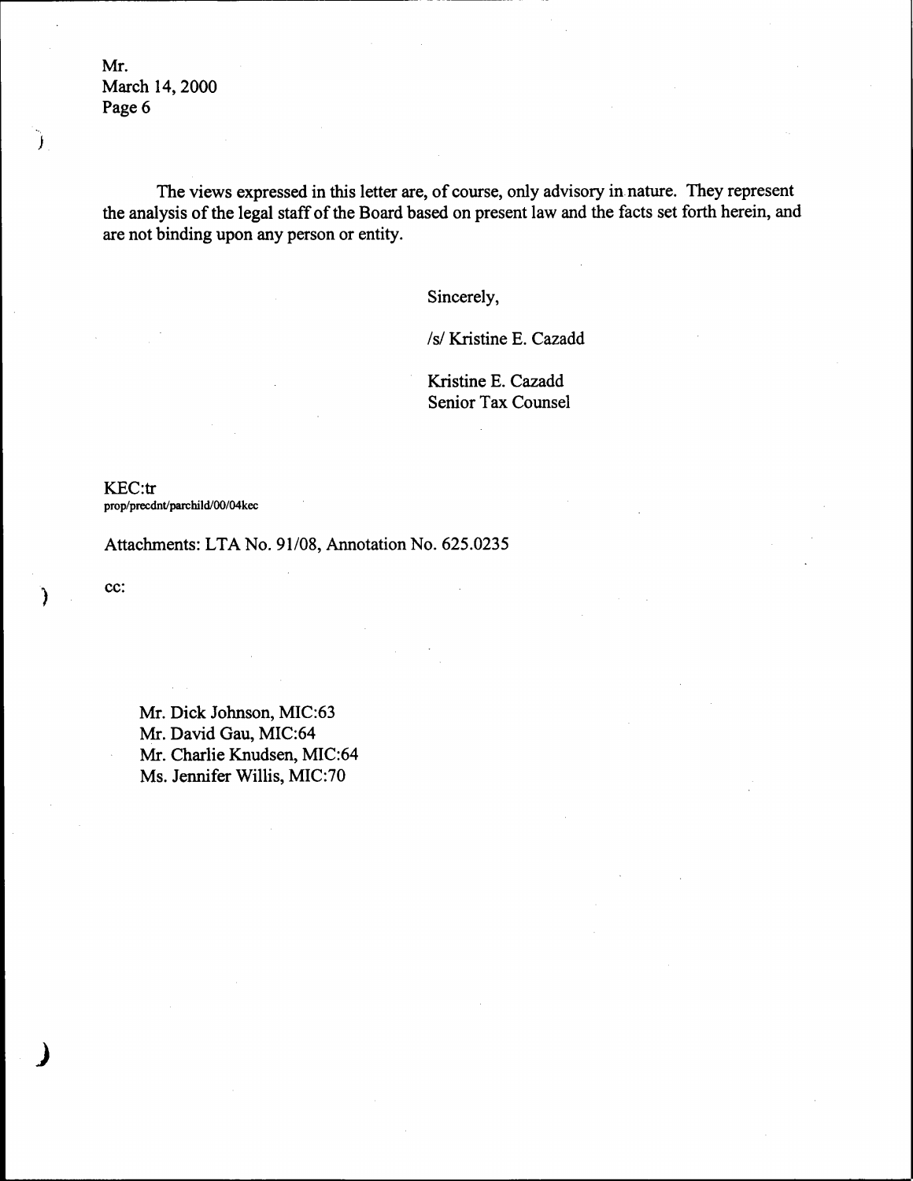The views expressed in this letter are, of course, only advisory in nature. They represent the analysis of the legal staff of the Board based on present law and the facts set forth herein, and are not binding upon any person or entity.

Sincerely,

/s/ Kristine E. Cazadd

Kristine E. Cazadd
Senior Tax Counsel

KEC:tr
prop/precdnt/parchild/00/04kec

Attachments: LTA No. 91/08, Annotation No. 625.0235

cc:

Mr. Dick Johnson, MIC:63
Mr. David Gau, MIC:64
Mr. Charlie Knudsen, MIC:64
Ms. Jennifer Willis, MIC:70